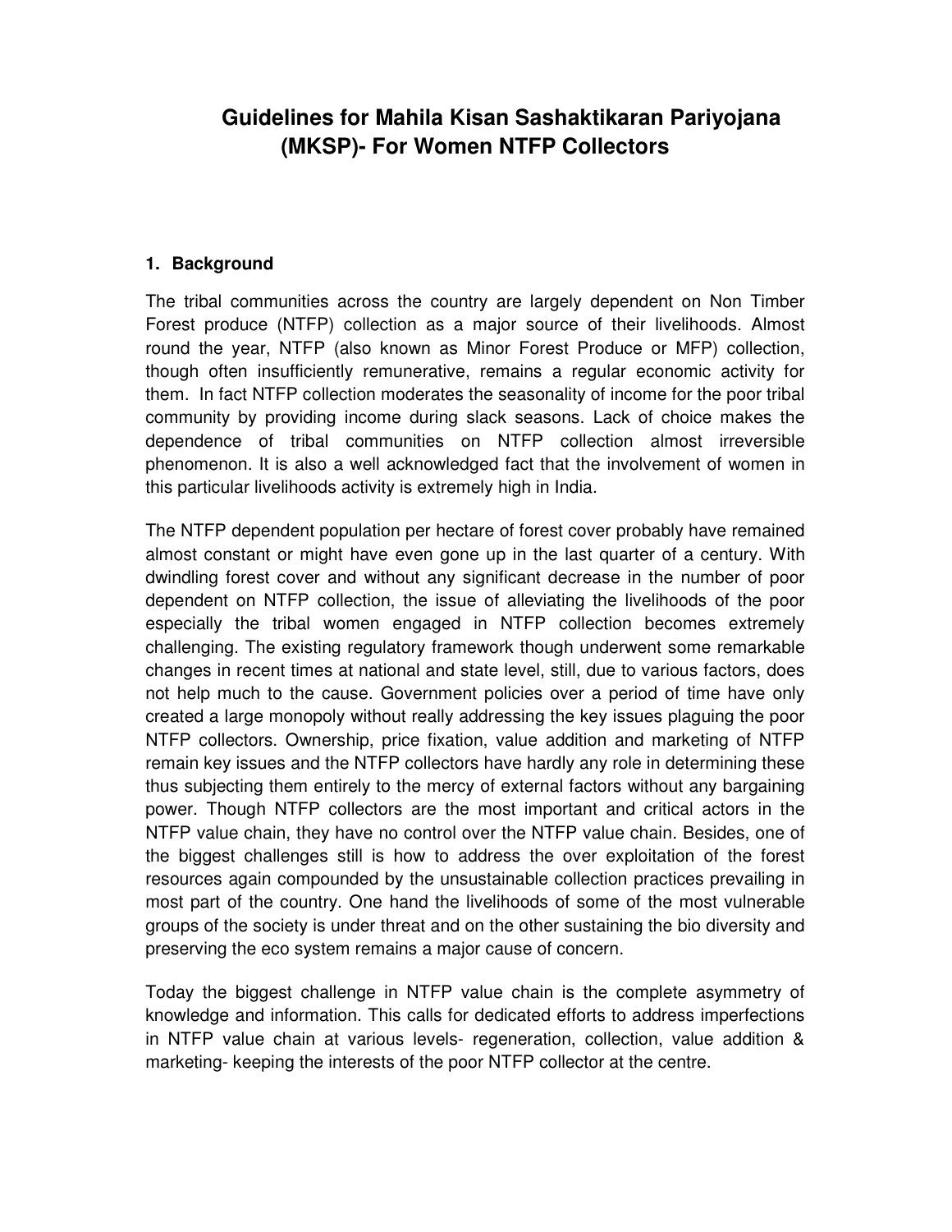# Guidelines for Mahila Kisan Sashaktikaran Pariyojana (MKSP)- For Women NTFP Collectors

## 1. Background

The tribal communities across the country are largely dependent on Non Timber Forest produce (NTFP) collection as a major source of their livelihoods. Almost round the year, NTFP (also known as Minor Forest Produce or MFP) collection, though often insufficiently remunerative, remains a regular economic activity for them. In fact NTFP collection moderates the seasonality of income for the poor tribal community by providing income during slack seasons. Lack of choice makes the dependence of tribal communities on NTFP collection almost irreversible phenomenon. It is also a well acknowledged fact that the involvement of women in this particular livelihoods activity is extremely high in India.

The NTFP dependent population per hectare of forest cover probably have remained almost constant or might have even gone up in the last quarter of a century. With dwindling forest cover and without any significant decrease in the number of poor dependent on NTFP collection, the issue of alleviating the livelihoods of the poor especially the tribal women engaged in NTFP collection becomes extremely challenging. The existing regulatory framework though underwent some remarkable changes in recent times at national and state level, still, due to various factors, does not help much to the cause. Government policies over a period of time have only created a large monopoly without really addressing the key issues plaguing the poor NTFP collectors. Ownership, price fixation, value addition and marketing of NTFP remain key issues and the NTFP collectors have hardly any role in determining these thus subjecting them entirely to the mercy of external factors without any bargaining power. Though NTFP collectors are the most important and critical actors in the NTFP value chain, they have no control over the NTFP value chain. Besides, one of the biggest challenges still is how to address the over exploitation of the forest resources again compounded by the unsustainable collection practices prevailing in most part of the country. One hand the livelihoods of some of the most vulnerable groups of the society is under threat and on the other sustaining the bio diversity and preserving the eco system remains a major cause of concern.

Today the biggest challenge in NTFP value chain is the complete asymmetry of knowledge and information. This calls for dedicated efforts to address imperfections in NTFP value chain at various levels- regeneration, collection, value addition & marketing- keeping the interests of the poor NTFP collector at the centre.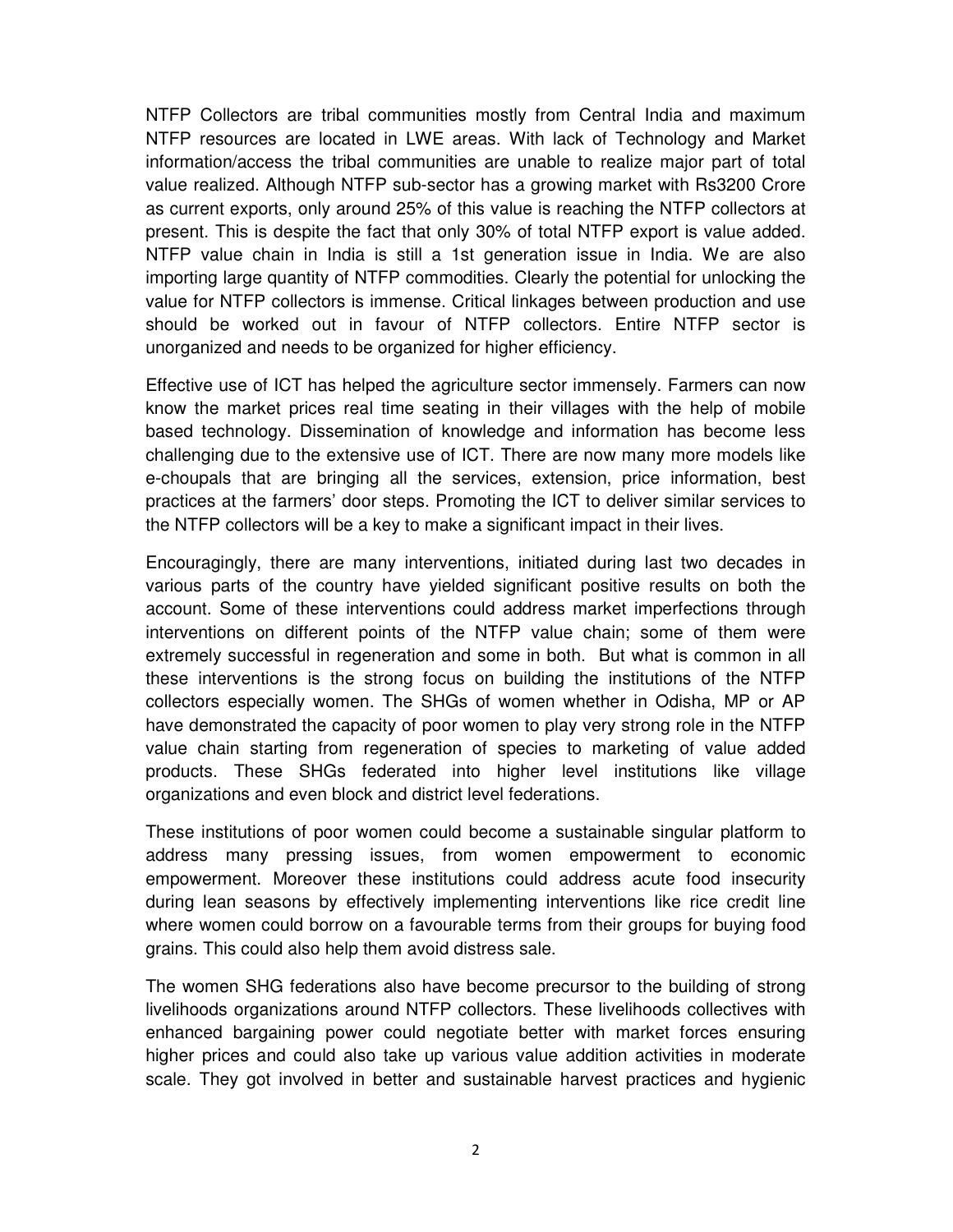NTFP Collectors are tribal communities mostly from Central India and maximum NTFP resources are located in LWE areas. With lack of Technology and Market information/access the tribal communities are unable to realize major part of total value realized. Although NTFP sub-sector has a growing market with Rs3200 Crore as current exports, only around 25% of this value is reaching the NTFP collectors at present. This is despite the fact that only 30% of total NTFP export is value added. NTFP value chain in India is still a 1st generation issue in India. We are also importing large quantity of NTFP commodities. Clearly the potential for unlocking the value for NTFP collectors is immense. Critical linkages between production and use should be worked out in favour of NTFP collectors. Entire NTFP sector is unorganized and needs to be organized for higher efficiency.

Effective use of ICT has helped the agriculture sector immensely. Farmers can now know the market prices real time seating in their villages with the help of mobile based technology. Dissemination of knowledge and information has become less challenging due to the extensive use of ICT. There are now many more models like e-choupals that are bringing all the services, extension, price information, best practices at the farmers' door steps. Promoting the ICT to deliver similar services to the NTFP collectors will be a key to make a significant impact in their lives.

Encouragingly, there are many interventions, initiated during last two decades in various parts of the country have yielded significant positive results on both the account. Some of these interventions could address market imperfections through interventions on different points of the NTFP value chain; some of them were extremely successful in regeneration and some in both. But what is common in all these interventions is the strong focus on building the institutions of the NTFP collectors especially women. The SHGs of women whether in Odisha, MP or AP have demonstrated the capacity of poor women to play very strong role in the NTFP value chain starting from regeneration of species to marketing of value added products. These SHGs federated into higher level institutions like village organizations and even block and district level federations.

These institutions of poor women could become a sustainable singular platform to address many pressing issues, from women empowerment to economic empowerment. Moreover these institutions could address acute food insecurity during lean seasons by effectively implementing interventions like rice credit line where women could borrow on a favourable terms from their groups for buying food grains. This could also help them avoid distress sale.

The women SHG federations also have become precursor to the building of strong livelihoods organizations around NTFP collectors. These livelihoods collectives with enhanced bargaining power could negotiate better with market forces ensuring higher prices and could also take up various value addition activities in moderate scale. They got involved in better and sustainable harvest practices and hygienic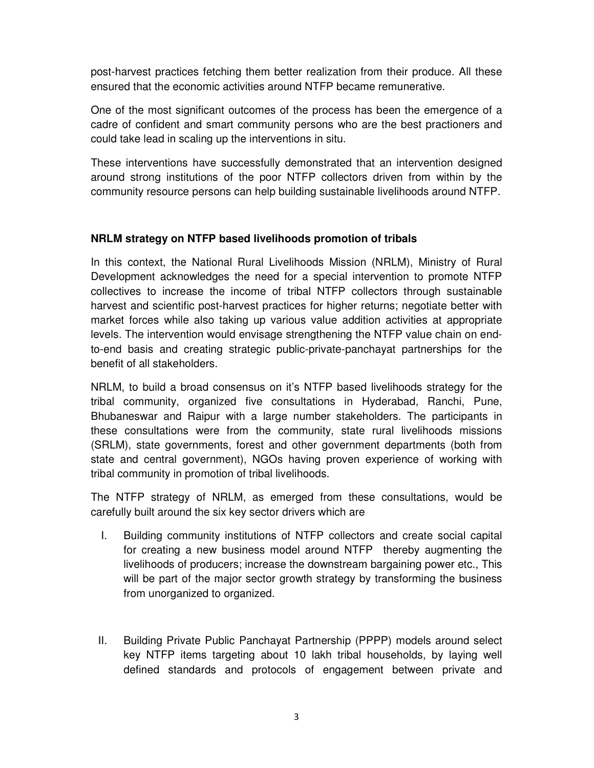post-harvest practices fetching them better realization from their produce. All these ensured that the economic activities around NTFP became remunerative.

One of the most significant outcomes of the process has been the emergence of a cadre of confident and smart community persons who are the best practioners and could take lead in scaling up the interventions in situ.

These interventions have successfully demonstrated that an intervention designed around strong institutions of the poor NTFP collectors driven from within by the community resource persons can help building sustainable livelihoods around NTFP.

**NRLM strategy on NTFP based livelihoods promotion of tribals**

In this context, the National Rural Livelihoods Mission (NRLM), Ministry of Rural Development acknowledges the need for a special intervention to promote NTFP collectives to increase the income of tribal NTFP collectors through sustainable harvest and scientific post-harvest practices for higher returns; negotiate better with market forces while also taking up various value addition activities at appropriate levels. The intervention would envisage strengthening the NTFP value chain on end-to-end basis and creating strategic public-private-panchayat partnerships for the benefit of all stakeholders.

NRLM, to build a broad consensus on it's NTFP based livelihoods strategy for the tribal community, organized five consultations in Hyderabad, Ranchi, Pune, Bhubaneswar and Raipur with a large number stakeholders. The participants in these consultations were from the community, state rural livelihoods missions (SRLM), state governments, forest and other government departments (both from state and central government), NGOs having proven experience of working with tribal community in promotion of tribal livelihoods.

The NTFP strategy of NRLM, as emerged from these consultations, would be carefully built around the six key sector drivers which are

I. Building community institutions of NTFP collectors and create social capital for creating a new business model around NTFP thereby augmenting the livelihoods of producers; increase the downstream bargaining power etc., This will be part of the major sector growth strategy by transforming the business from unorganized to organized.

II. Building Private Public Panchayat Partnership (PPPP) models around select key NTFP items targeting about 10 lakh tribal households, by laying well defined standards and protocols of engagement between private and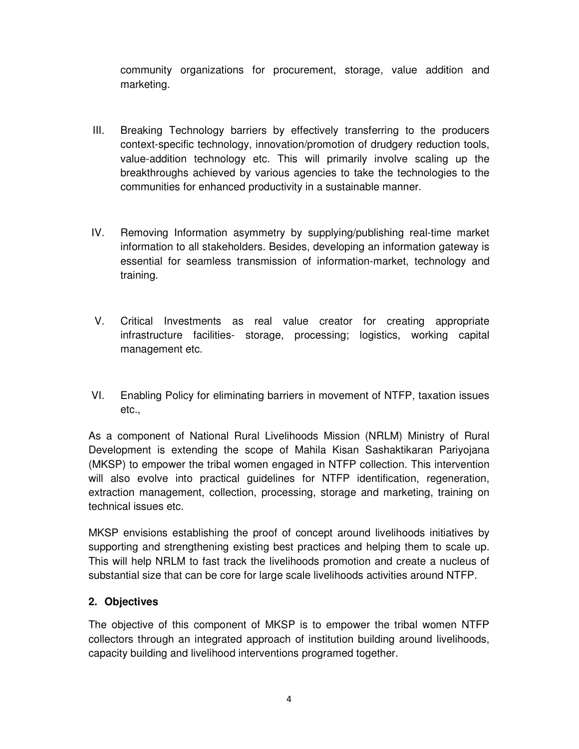community organizations for procurement, storage, value addition and marketing.

III. Breaking Technology barriers by effectively transferring to the producers context-specific technology, innovation/promotion of drudgery reduction tools, value-addition technology etc. This will primarily involve scaling up the breakthroughs achieved by various agencies to take the technologies to the communities for enhanced productivity in a sustainable manner.

IV. Removing Information asymmetry by supplying/publishing real-time market information to all stakeholders. Besides, developing an information gateway is essential for seamless transmission of information-market, technology and training.

V. Critical Investments as real value creator for creating appropriate infrastructure facilities- storage, processing; logistics, working capital management etc.

VI. Enabling Policy for eliminating barriers in movement of NTFP, taxation issues etc.,

As a component of National Rural Livelihoods Mission (NRLM) Ministry of Rural Development is extending the scope of Mahila Kisan Sashaktikaran Pariyojana (MKSP) to empower the tribal women engaged in NTFP collection. This intervention will also evolve into practical guidelines for NTFP identification, regeneration, extraction management, collection, processing, storage and marketing, training on technical issues etc.

MKSP envisions establishing the proof of concept around livelihoods initiatives by supporting and strengthening existing best practices and helping them to scale up. This will help NRLM to fast track the livelihoods promotion and create a nucleus of substantial size that can be core for large scale livelihoods activities around NTFP.

## 2. Objectives

The objective of this component of MKSP is to empower the tribal women NTFP collectors through an integrated approach of institution building around livelihoods, capacity building and livelihood interventions programed together.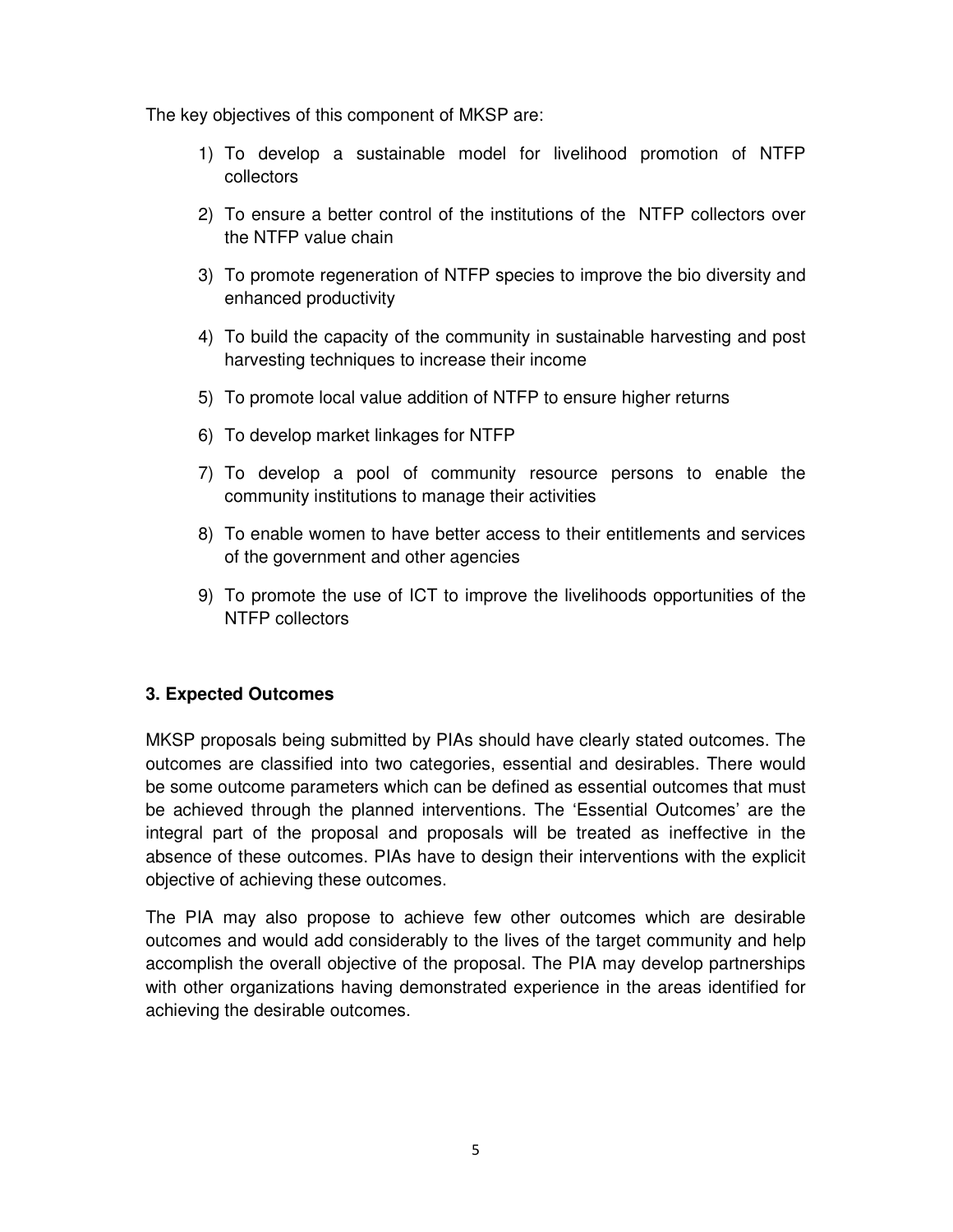The key objectives of this component of MKSP are:

1) To develop a sustainable model for livelihood promotion of NTFP collectors
2) To ensure a better control of the institutions of the NTFP collectors over the NTFP value chain
3) To promote regeneration of NTFP species to improve the bio diversity and enhanced productivity
4) To build the capacity of the community in sustainable harvesting and post harvesting techniques to increase their income
5) To promote local value addition of NTFP to ensure higher returns
6) To develop market linkages for NTFP
7) To develop a pool of community resource persons to enable the community institutions to manage their activities
8) To enable women to have better access to their entitlements and services of the government and other agencies
9) To promote the use of ICT to improve the livelihoods opportunities of the NTFP collectors

## 3. Expected Outcomes

MKSP proposals being submitted by PIAs should have clearly stated outcomes. The outcomes are classified into two categories, essential and desirables. There would be some outcome parameters which can be defined as essential outcomes that must be achieved through the planned interventions. The 'Essential Outcomes' are the integral part of the proposal and proposals will be treated as ineffective in the absence of these outcomes. PIAs have to design their interventions with the explicit objective of achieving these outcomes.

The PIA may also propose to achieve few other outcomes which are desirable outcomes and would add considerably to the lives of the target community and help accomplish the overall objective of the proposal. The PIA may develop partnerships with other organizations having demonstrated experience in the areas identified for achieving the desirable outcomes.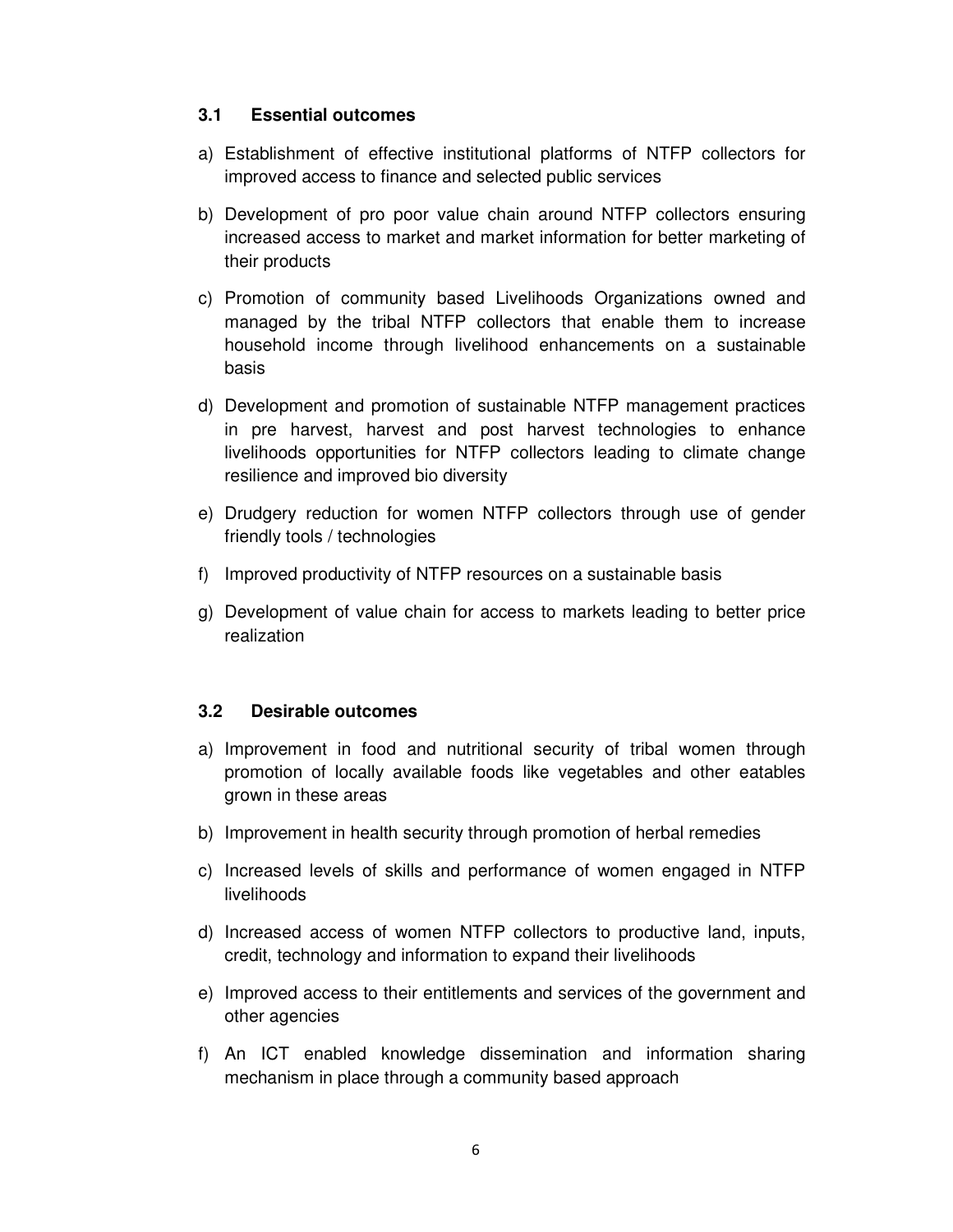### 3.1 Essential outcomes

a) Establishment of effective institutional platforms of NTFP collectors for improved access to finance and selected public services

b) Development of pro poor value chain around NTFP collectors ensuring increased access to market and market information for better marketing of their products

c) Promotion of community based Livelihoods Organizations owned and managed by the tribal NTFP collectors that enable them to increase household income through livelihood enhancements on a sustainable basis

d) Development and promotion of sustainable NTFP management practices in pre harvest, harvest and post harvest technologies to enhance livelihoods opportunities for NTFP collectors leading to climate change resilience and improved bio diversity

e) Drudgery reduction for women NTFP collectors through use of gender friendly tools / technologies

f) Improved productivity of NTFP resources on a sustainable basis

g) Development of value chain for access to markets leading to better price realization

### 3.2 Desirable outcomes

a) Improvement in food and nutritional security of tribal women through promotion of locally available foods like vegetables and other eatables grown in these areas

b) Improvement in health security through promotion of herbal remedies

c) Increased levels of skills and performance of women engaged in NTFP livelihoods

d) Increased access of women NTFP collectors to productive land, inputs, credit, technology and information to expand their livelihoods

e) Improved access to their entitlements and services of the government and other agencies

f) An ICT enabled knowledge dissemination and information sharing mechanism in place through a community based approach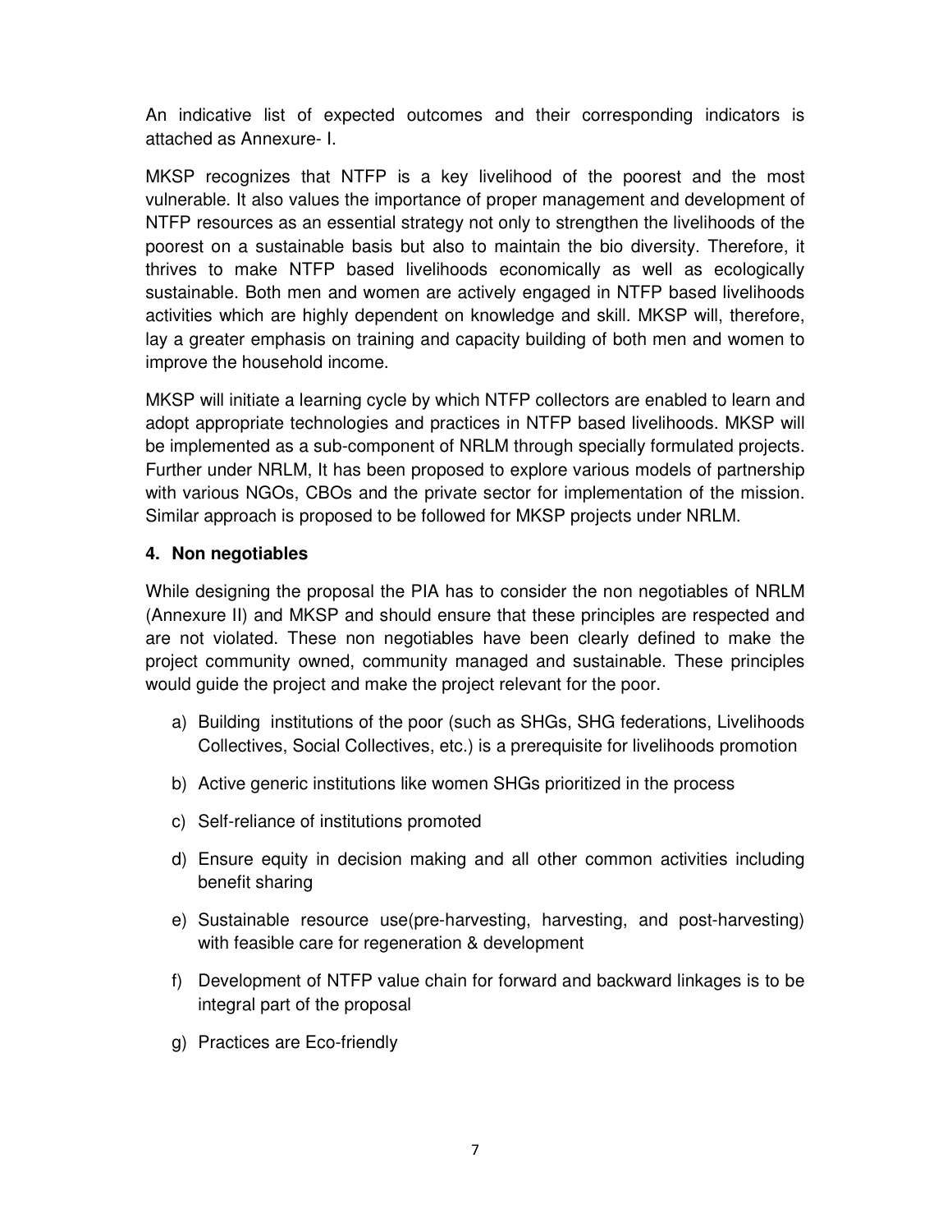An indicative list of expected outcomes and their corresponding indicators is attached as Annexure- I.

MKSP recognizes that NTFP is a key livelihood of the poorest and the most vulnerable. It also values the importance of proper management and development of NTFP resources as an essential strategy not only to strengthen the livelihoods of the poorest on a sustainable basis but also to maintain the bio diversity. Therefore, it thrives to make NTFP based livelihoods economically as well as ecologically sustainable. Both men and women are actively engaged in NTFP based livelihoods activities which are highly dependent on knowledge and skill. MKSP will, therefore, lay a greater emphasis on training and capacity building of both men and women to improve the household income.

MKSP will initiate a learning cycle by which NTFP collectors are enabled to learn and adopt appropriate technologies and practices in NTFP based livelihoods. MKSP will be implemented as a sub-component of NRLM through specially formulated projects. Further under NRLM, It has been proposed to explore various models of partnership with various NGOs, CBOs and the private sector for implementation of the mission. Similar approach is proposed to be followed for MKSP projects under NRLM.

### 4. Non negotiables

While designing the proposal the PIA has to consider the non negotiables of NRLM (Annexure II) and MKSP and should ensure that these principles are respected and are not violated. These non negotiables have been clearly defined to make the project community owned, community managed and sustainable. These principles would guide the project and make the project relevant for the poor.

a) Building institutions of the poor (such as SHGs, SHG federations, Livelihoods Collectives, Social Collectives, etc.) is a prerequisite for livelihoods promotion

b) Active generic institutions like women SHGs prioritized in the process

c) Self-reliance of institutions promoted

d) Ensure equity in decision making and all other common activities including benefit sharing

e) Sustainable resource use(pre-harvesting, harvesting, and post-harvesting) with feasible care for regeneration & development

f) Development of NTFP value chain for forward and backward linkages is to be integral part of the proposal

g) Practices are Eco-friendly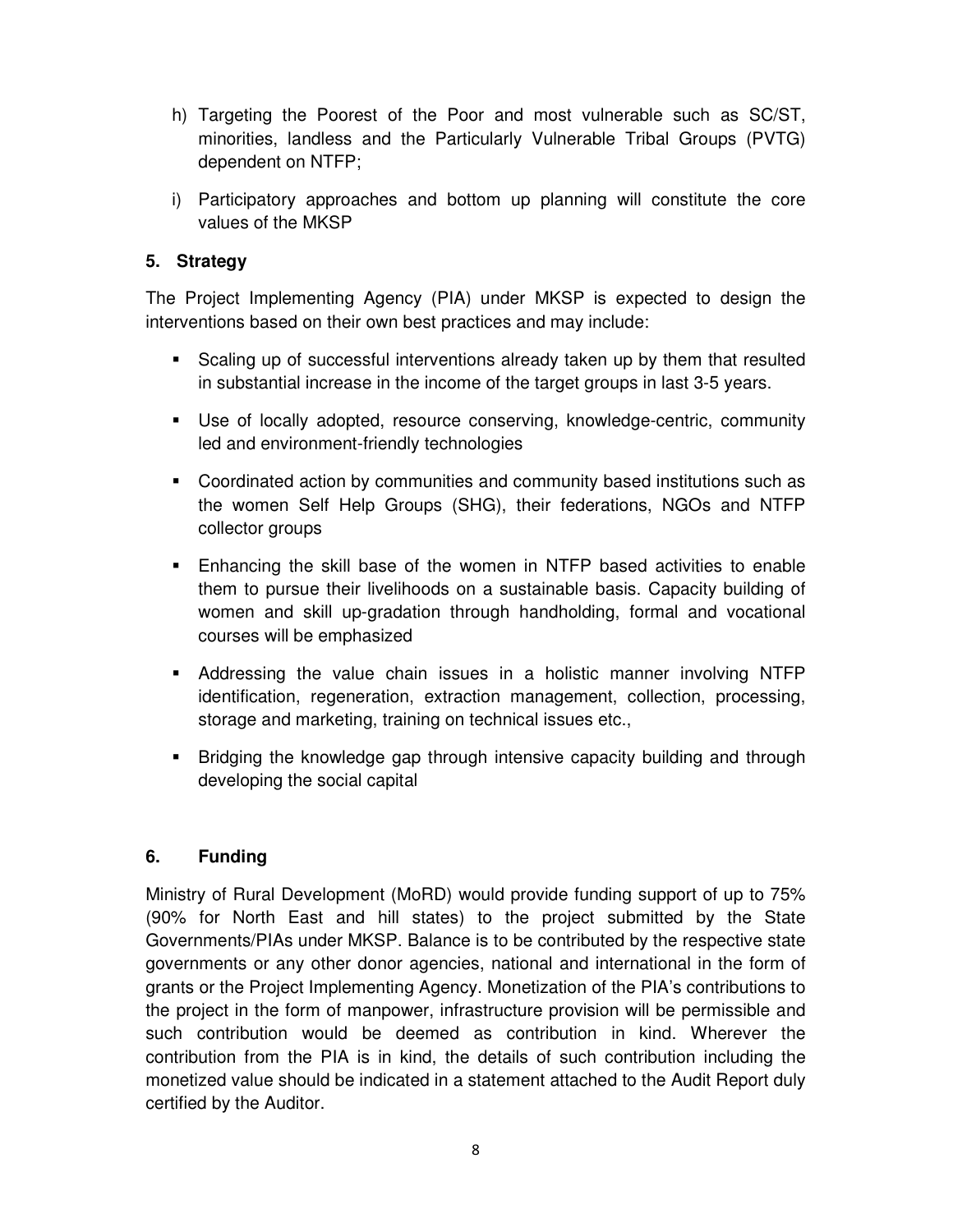h) Targeting the Poorest of the Poor and most vulnerable such as SC/ST, minorities, landless and the Particularly Vulnerable Tribal Groups (PVTG) dependent on NTFP;

i) Participatory approaches and bottom up planning will constitute the core values of the MKSP

## 5. Strategy

The Project Implementing Agency (PIA) under MKSP is expected to design the interventions based on their own best practices and may include:

- Scaling up of successful interventions already taken up by them that resulted in substantial increase in the income of the target groups in last 3-5 years.
- Use of locally adopted, resource conserving, knowledge-centric, community led and environment-friendly technologies
- Coordinated action by communities and community based institutions such as the women Self Help Groups (SHG), their federations, NGOs and NTFP collector groups
- Enhancing the skill base of the women in NTFP based activities to enable them to pursue their livelihoods on a sustainable basis. Capacity building of women and skill up-gradation through handholding, formal and vocational courses will be emphasized
- Addressing the value chain issues in a holistic manner involving NTFP identification, regeneration, extraction management, collection, processing, storage and marketing, training on technical issues etc.,
- Bridging the knowledge gap through intensive capacity building and through developing the social capital

## 6. Funding

Ministry of Rural Development (MoRD) would provide funding support of up to 75% (90% for North East and hill states) to the project submitted by the State Governments/PIAs under MKSP. Balance is to be contributed by the respective state governments or any other donor agencies, national and international in the form of grants or the Project Implementing Agency. Monetization of the PIA's contributions to the project in the form of manpower, infrastructure provision will be permissible and such contribution would be deemed as contribution in kind. Wherever the contribution from the PIA is in kind, the details of such contribution including the monetized value should be indicated in a statement attached to the Audit Report duly certified by the Auditor.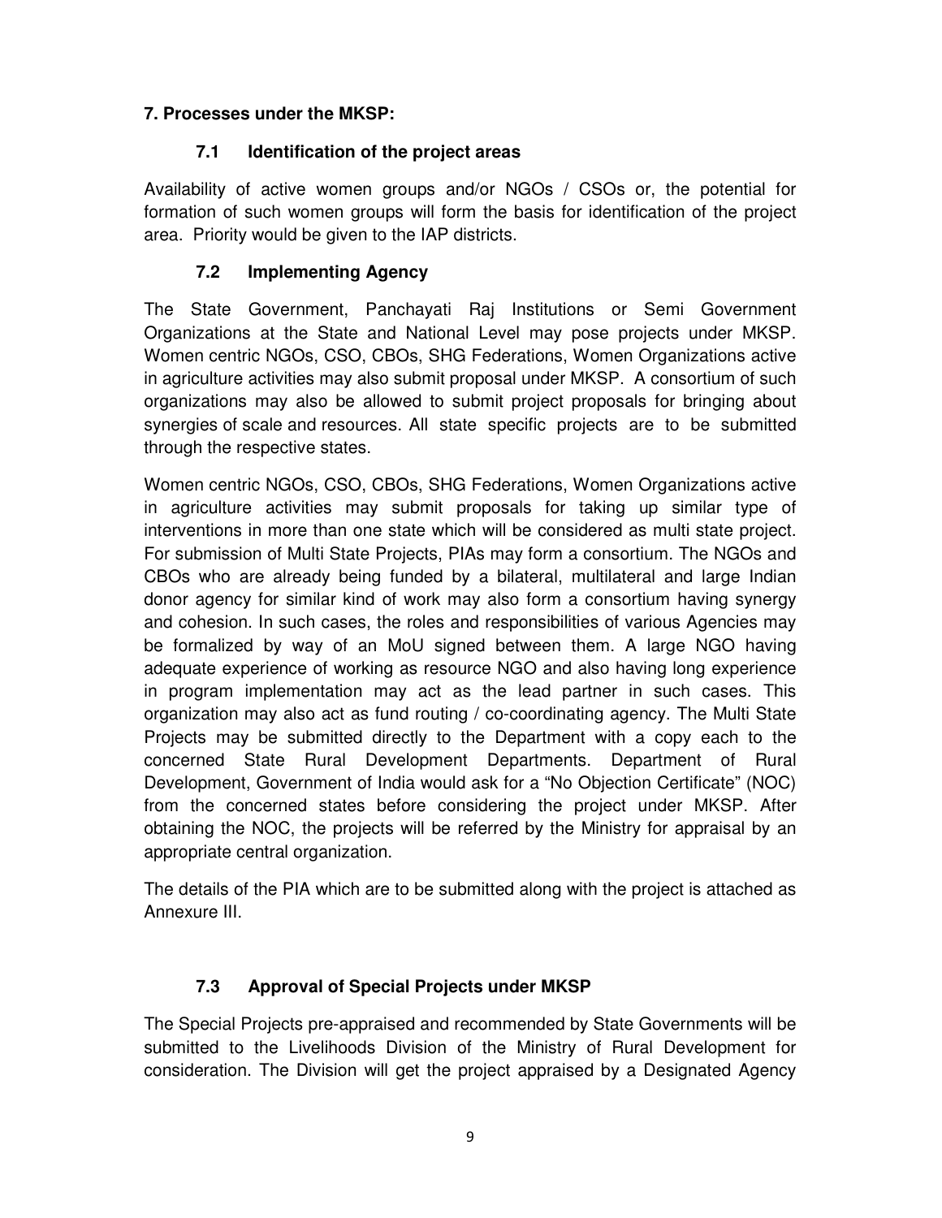## 7. Processes under the MKSP:

### 7.1 Identification of the project areas

Availability of active women groups and/or NGOs / CSOs or, the potential for formation of such women groups will form the basis for identification of the project area. Priority would be given to the IAP districts.

### 7.2 Implementing Agency

The State Government, Panchayati Raj Institutions or Semi Government Organizations at the State and National Level may pose projects under MKSP. Women centric NGOs, CSO, CBOs, SHG Federations, Women Organizations active in agriculture activities may also submit proposal under MKSP. A consortium of such organizations may also be allowed to submit project proposals for bringing about synergies of scale and resources. All state specific projects are to be submitted through the respective states.

Women centric NGOs, CSO, CBOs, SHG Federations, Women Organizations active in agriculture activities may submit proposals for taking up similar type of interventions in more than one state which will be considered as multi state project. For submission of Multi State Projects, PIAs may form a consortium. The NGOs and CBOs who are already being funded by a bilateral, multilateral and large Indian donor agency for similar kind of work may also form a consortium having synergy and cohesion. In such cases, the roles and responsibilities of various Agencies may be formalized by way of an MoU signed between them. A large NGO having adequate experience of working as resource NGO and also having long experience in program implementation may act as the lead partner in such cases. This organization may also act as fund routing / co-coordinating agency. The Multi State Projects may be submitted directly to the Department with a copy each to the concerned State Rural Development Departments. Department of Rural Development, Government of India would ask for a "No Objection Certificate" (NOC) from the concerned states before considering the project under MKSP. After obtaining the NOC, the projects will be referred by the Ministry for appraisal by an appropriate central organization.

The details of the PIA which are to be submitted along with the project is attached as Annexure III.

### 7.3 Approval of Special Projects under MKSP

The Special Projects pre-appraised and recommended by State Governments will be submitted to the Livelihoods Division of the Ministry of Rural Development for consideration. The Division will get the project appraised by a Designated Agency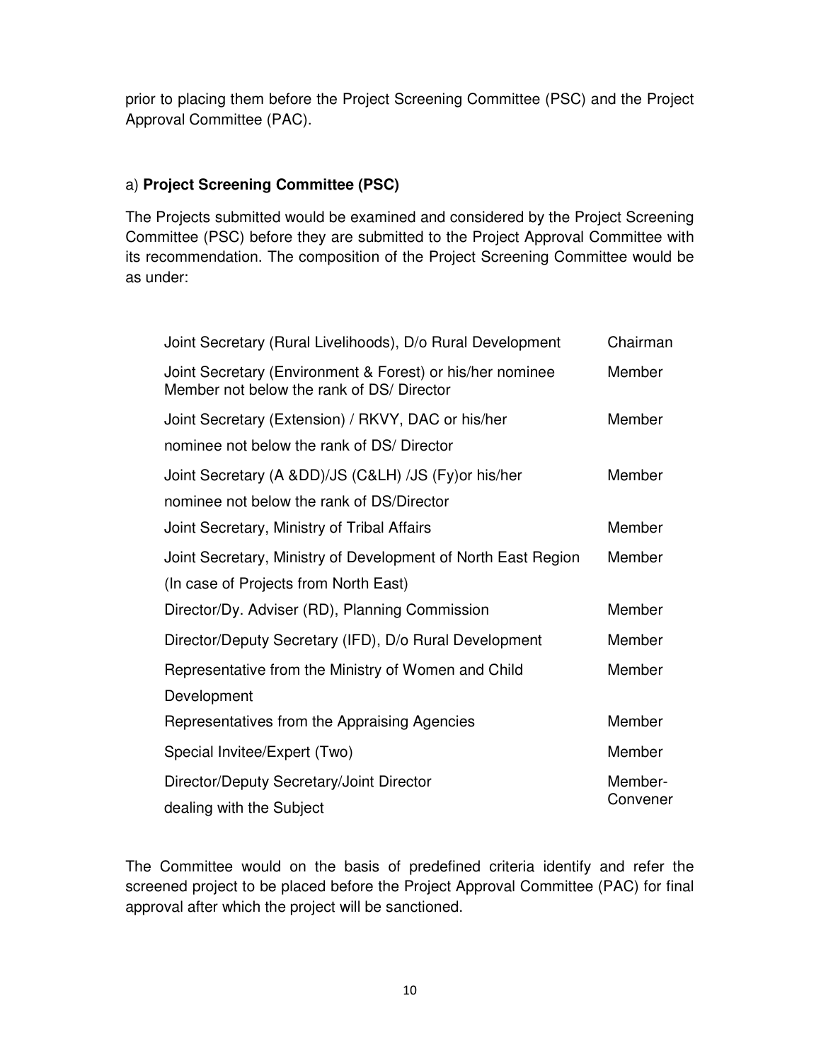prior to placing them before the Project Screening Committee (PSC) and the Project Approval Committee (PAC).

a) **Project Screening Committee (PSC)**

The Projects submitted would be examined and considered by the Project Screening Committee (PSC) before they are submitted to the Project Approval Committee with its recommendation. The composition of the Project Screening Committee would be as under:

| | |
|---|---|
| Joint Secretary (Rural Livelihoods), D/o Rural Development | Chairman |
| Joint Secretary (Environment & Forest) or his/her nominee Member not below the rank of DS/ Director | Member |
| Joint Secretary (Extension) / RKVY, DAC or his/her nominee not below the rank of DS/ Director | Member |
| Joint Secretary (A &DD)/JS (C&LH) /JS (Fy)or his/her nominee not below the rank of DS/Director | Member |
| Joint Secretary, Ministry of Tribal Affairs | Member |
| Joint Secretary, Ministry of Development of North East Region (In case of Projects from North East) | Member |
| Director/Dy. Adviser (RD), Planning Commission | Member |
| Director/Deputy Secretary (IFD), D/o Rural Development | Member |
| Representative from the Ministry of Women and Child Development | Member |
| Representatives from the Appraising Agencies | Member |
| Special Invitee/Expert (Two) | Member |
| Director/Deputy Secretary/Joint Director dealing with the Subject | Member-Convener |

The Committee would on the basis of predefined criteria identify and refer the screened project to be placed before the Project Approval Committee (PAC) for final approval after which the project will be sanctioned.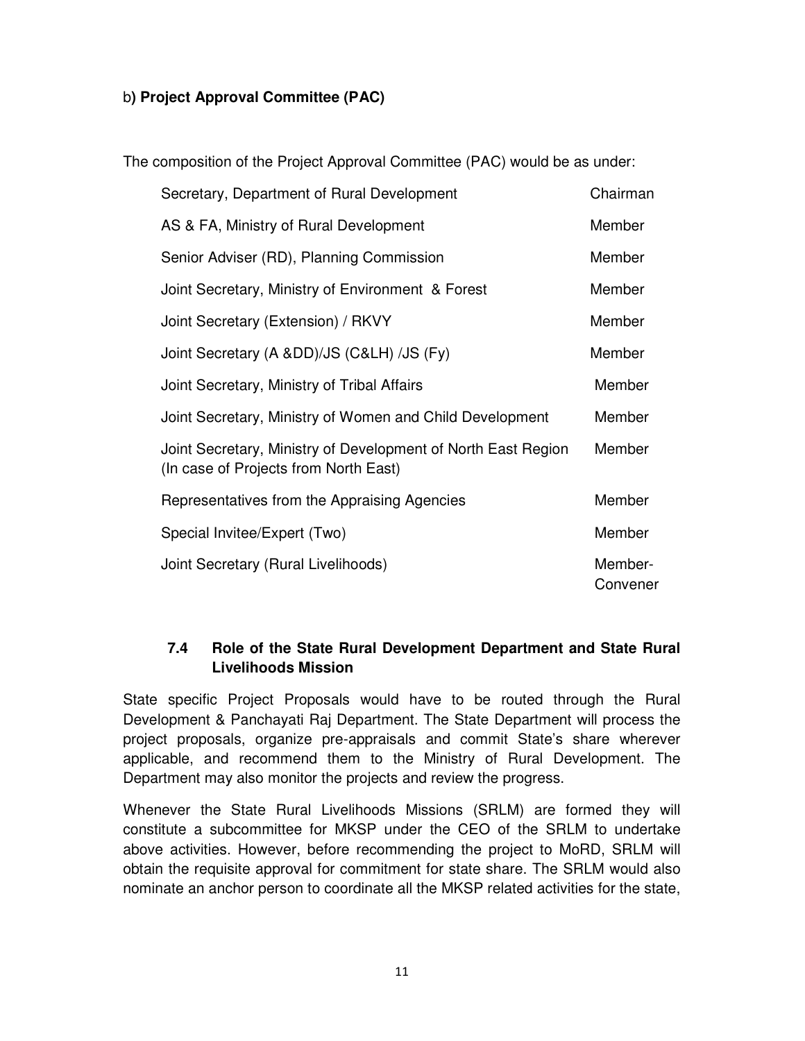b**) Project Approval Committee (PAC)**

The composition of the Project Approval Committee (PAC) would be as under:

| | |
|---|---|
| Secretary, Department of Rural Development | Chairman |
| AS & FA, Ministry of Rural Development | Member |
| Senior Adviser (RD), Planning Commission | Member |
| Joint Secretary, Ministry of Environment & Forest | Member |
| Joint Secretary (Extension) / RKVY | Member |
| Joint Secretary (A &DD)/JS (C&LH) /JS (Fy) | Member |
| Joint Secretary, Ministry of Tribal Affairs | Member |
| Joint Secretary, Ministry of Women and Child Development | Member |
| Joint Secretary, Ministry of Development of North East Region (In case of Projects from North East) | Member |
| Representatives from the Appraising Agencies | Member |
| Special Invitee/Expert (Two) | Member |
| Joint Secretary (Rural Livelihoods) | Member-Convener |

### 7.4 Role of the State Rural Development Department and State Rural Livelihoods Mission

State specific Project Proposals would have to be routed through the Rural Development & Panchayati Raj Department. The State Department will process the project proposals, organize pre-appraisals and commit State's share wherever applicable, and recommend them to the Ministry of Rural Development. The Department may also monitor the projects and review the progress.

Whenever the State Rural Livelihoods Missions (SRLM) are formed they will constitute a subcommittee for MKSP under the CEO of the SRLM to undertake above activities. However, before recommending the project to MoRD, SRLM will obtain the requisite approval for commitment for state share. The SRLM would also nominate an anchor person to coordinate all the MKSP related activities for the state,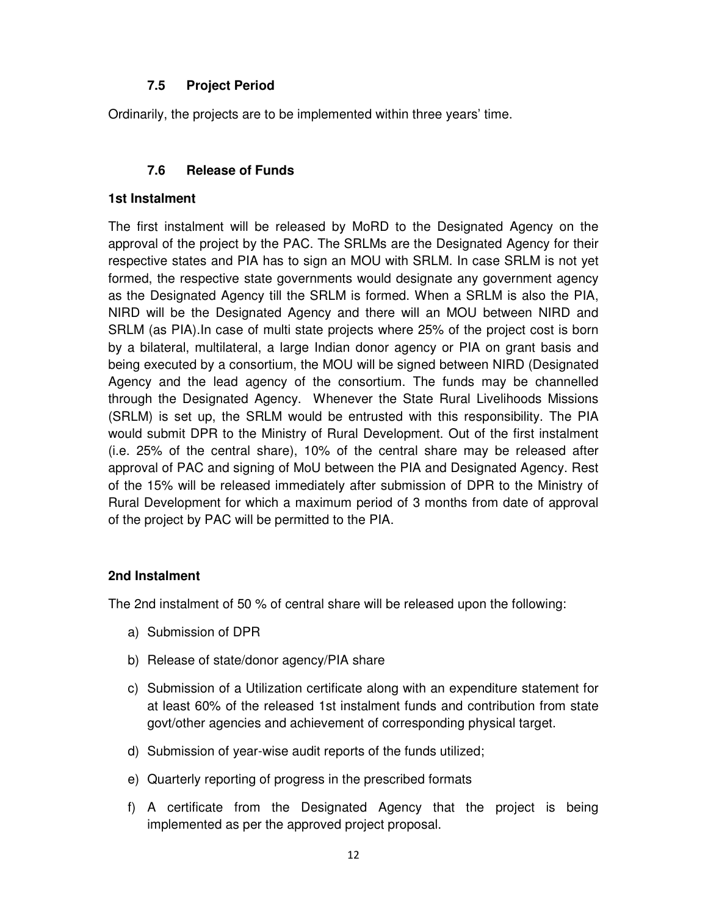### 7.5 Project Period

Ordinarily, the projects are to be implemented within three years' time.

### 7.6 Release of Funds

**1st Instalment**

The first instalment will be released by MoRD to the Designated Agency on the approval of the project by the PAC. The SRLMs are the Designated Agency for their respective states and PIA has to sign an MOU with SRLM. In case SRLM is not yet formed, the respective state governments would designate any government agency as the Designated Agency till the SRLM is formed. When a SRLM is also the PIA, NIRD will be the Designated Agency and there will an MOU between NIRD and SRLM (as PIA).In case of multi state projects where 25% of the project cost is born by a bilateral, multilateral, a large Indian donor agency or PIA on grant basis and being executed by a consortium, the MOU will be signed between NIRD (Designated Agency and the lead agency of the consortium. The funds may be channelled through the Designated Agency. Whenever the State Rural Livelihoods Missions (SRLM) is set up, the SRLM would be entrusted with this responsibility. The PIA would submit DPR to the Ministry of Rural Development. Out of the first instalment (i.e. 25% of the central share), 10% of the central share may be released after approval of PAC and signing of MoU between the PIA and Designated Agency. Rest of the 15% will be released immediately after submission of DPR to the Ministry of Rural Development for which a maximum period of 3 months from date of approval of the project by PAC will be permitted to the PIA.

**2nd Instalment**

The 2nd instalment of 50 % of central share will be released upon the following:

a) Submission of DPR

b) Release of state/donor agency/PIA share

c) Submission of a Utilization certificate along with an expenditure statement for at least 60% of the released 1st instalment funds and contribution from state govt/other agencies and achievement of corresponding physical target.

d) Submission of year-wise audit reports of the funds utilized;

e) Quarterly reporting of progress in the prescribed formats

f) A certificate from the Designated Agency that the project is being implemented as per the approved project proposal.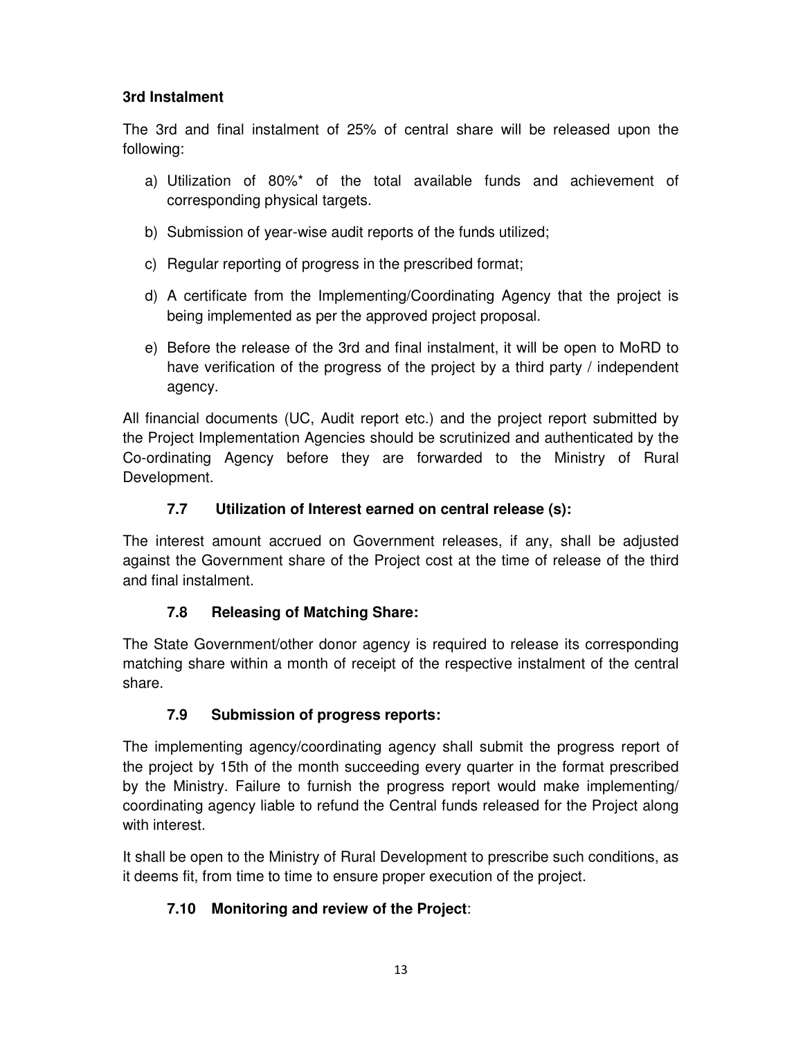**3rd Instalment**

The 3rd and final instalment of 25% of central share will be released upon the following:

a) Utilization of 80%* of the total available funds and achievement of corresponding physical targets.

b) Submission of year-wise audit reports of the funds utilized;

c) Regular reporting of progress in the prescribed format;

d) A certificate from the Implementing/Coordinating Agency that the project is being implemented as per the approved project proposal.

e) Before the release of the 3rd and final instalment, it will be open to MoRD to have verification of the progress of the project by a third party / independent agency.

All financial documents (UC, Audit report etc.) and the project report submitted by the Project Implementation Agencies should be scrutinized and authenticated by the Co-ordinating Agency before they are forwarded to the Ministry of Rural Development.

### 7.7 Utilization of Interest earned on central release (s):

The interest amount accrued on Government releases, if any, shall be adjusted against the Government share of the Project cost at the time of release of the third and final instalment.

### 7.8 Releasing of Matching Share:

The State Government/other donor agency is required to release its corresponding matching share within a month of receipt of the respective instalment of the central share.

### 7.9 Submission of progress reports:

The implementing agency/coordinating agency shall submit the progress report of the project by 15th of the month succeeding every quarter in the format prescribed by the Ministry. Failure to furnish the progress report would make implementing/ coordinating agency liable to refund the Central funds released for the Project along with interest.

It shall be open to the Ministry of Rural Development to prescribe such conditions, as it deems fit, from time to time to ensure proper execution of the project.

### 7.10 Monitoring and review of the Project: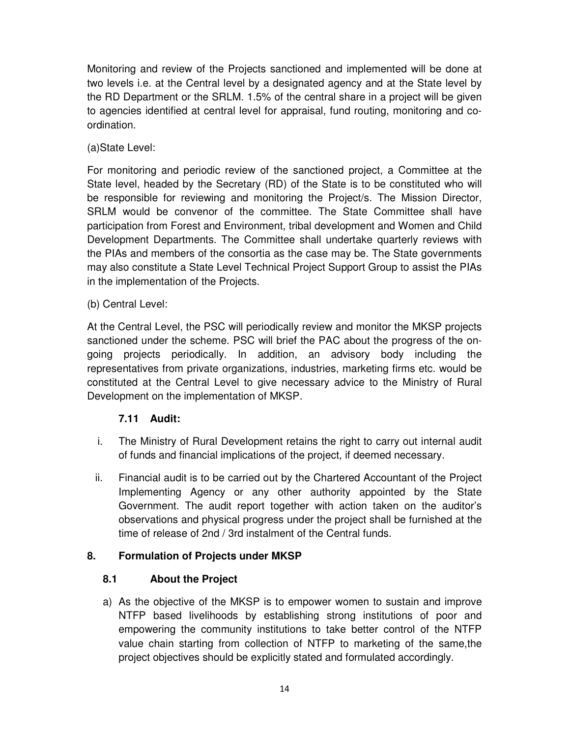Monitoring and review of the Projects sanctioned and implemented will be done at two levels i.e. at the Central level by a designated agency and at the State level by the RD Department or the SRLM. 1.5% of the central share in a project will be given to agencies identified at central level for appraisal, fund routing, monitoring and co-ordination.

(a)State Level:

For monitoring and periodic review of the sanctioned project, a Committee at the State level, headed by the Secretary (RD) of the State is to be constituted who will be responsible for reviewing and monitoring the Project/s. The Mission Director, SRLM would be convenor of the committee. The State Committee shall have participation from Forest and Environment, tribal development and Women and Child Development Departments. The Committee shall undertake quarterly reviews with the PIAs and members of the consortia as the case may be. The State governments may also constitute a State Level Technical Project Support Group to assist the PIAs in the implementation of the Projects.

(b) Central Level:

At the Central Level, the PSC will periodically review and monitor the MKSP projects sanctioned under the scheme. PSC will brief the PAC about the progress of the on-going projects periodically. In addition, an advisory body including the representatives from private organizations, industries, marketing firms etc. would be constituted at the Central Level to give necessary advice to the Ministry of Rural Development on the implementation of MKSP.

### 7.11 Audit:

i. The Ministry of Rural Development retains the right to carry out internal audit of funds and financial implications of the project, if deemed necessary.

ii. Financial audit is to be carried out by the Chartered Accountant of the Project Implementing Agency or any other authority appointed by the State Government. The audit report together with action taken on the auditor's observations and physical progress under the project shall be furnished at the time of release of 2nd / 3rd instalment of the Central funds.

## 8. Formulation of Projects under MKSP

### 8.1 About the Project

a) As the objective of the MKSP is to empower women to sustain and improve NTFP based livelihoods by establishing strong institutions of poor and empowering the community institutions to take better control of the NTFP value chain starting from collection of NTFP to marketing of the same,the project objectives should be explicitly stated and formulated accordingly.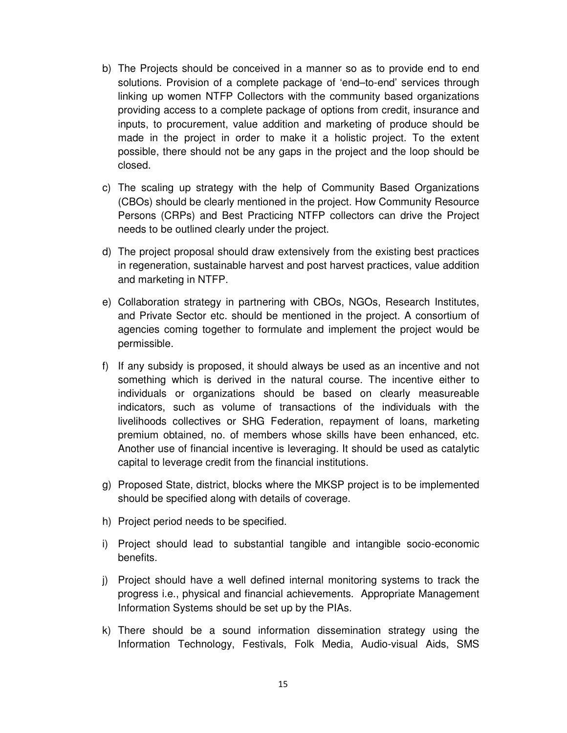b) The Projects should be conceived in a manner so as to provide end to end solutions. Provision of a complete package of 'end–to-end' services through linking up women NTFP Collectors with the community based organizations providing access to a complete package of options from credit, insurance and inputs, to procurement, value addition and marketing of produce should be made in the project in order to make it a holistic project. To the extent possible, there should not be any gaps in the project and the loop should be closed.

c) The scaling up strategy with the help of Community Based Organizations (CBOs) should be clearly mentioned in the project. How Community Resource Persons (CRPs) and Best Practicing NTFP collectors can drive the Project needs to be outlined clearly under the project.

d) The project proposal should draw extensively from the existing best practices in regeneration, sustainable harvest and post harvest practices, value addition and marketing in NTFP.

e) Collaboration strategy in partnering with CBOs, NGOs, Research Institutes, and Private Sector etc. should be mentioned in the project. A consortium of agencies coming together to formulate and implement the project would be permissible.

f) If any subsidy is proposed, it should always be used as an incentive and not something which is derived in the natural course. The incentive either to individuals or organizations should be based on clearly measureable indicators, such as volume of transactions of the individuals with the livelihoods collectives or SHG Federation, repayment of loans, marketing premium obtained, no. of members whose skills have been enhanced, etc. Another use of financial incentive is leveraging. It should be used as catalytic capital to leverage credit from the financial institutions.

g) Proposed State, district, blocks where the MKSP project is to be implemented should be specified along with details of coverage.

h) Project period needs to be specified.

i) Project should lead to substantial tangible and intangible socio-economic benefits.

j) Project should have a well defined internal monitoring systems to track the progress i.e., physical and financial achievements. Appropriate Management Information Systems should be set up by the PIAs.

k) There should be a sound information dissemination strategy using the Information Technology, Festivals, Folk Media, Audio-visual Aids, SMS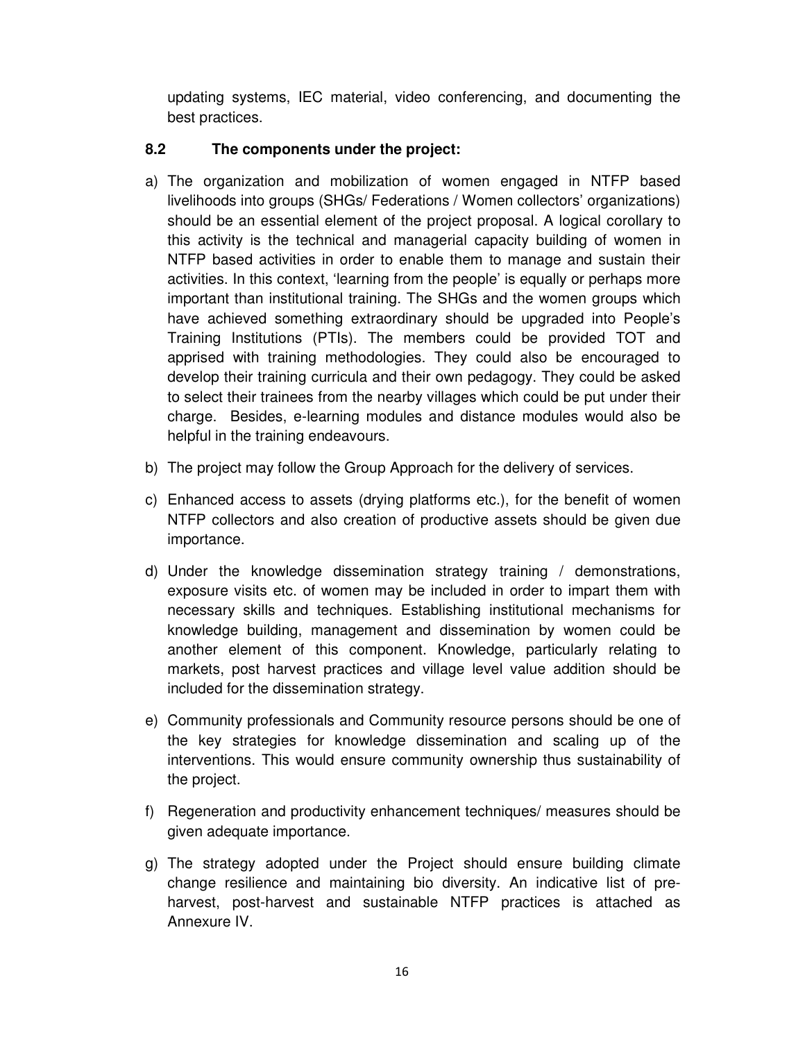updating systems, IEC material, video conferencing, and documenting the best practices.

### 8.2 The components under the project:

a) The organization and mobilization of women engaged in NTFP based livelihoods into groups (SHGs/ Federations / Women collectors' organizations) should be an essential element of the project proposal. A logical corollary to this activity is the technical and managerial capacity building of women in NTFP based activities in order to enable them to manage and sustain their activities. In this context, 'learning from the people' is equally or perhaps more important than institutional training. The SHGs and the women groups which have achieved something extraordinary should be upgraded into People's Training Institutions (PTIs). The members could be provided TOT and apprised with training methodologies. They could also be encouraged to develop their training curricula and their own pedagogy. They could be asked to select their trainees from the nearby villages which could be put under their charge. Besides, e-learning modules and distance modules would also be helpful in the training endeavours.

b) The project may follow the Group Approach for the delivery of services.

c) Enhanced access to assets (drying platforms etc.), for the benefit of women NTFP collectors and also creation of productive assets should be given due importance.

d) Under the knowledge dissemination strategy training / demonstrations, exposure visits etc. of women may be included in order to impart them with necessary skills and techniques. Establishing institutional mechanisms for knowledge building, management and dissemination by women could be another element of this component. Knowledge, particularly relating to markets, post harvest practices and village level value addition should be included for the dissemination strategy.

e) Community professionals and Community resource persons should be one of the key strategies for knowledge dissemination and scaling up of the interventions. This would ensure community ownership thus sustainability of the project.

f) Regeneration and productivity enhancement techniques/ measures should be given adequate importance.

g) The strategy adopted under the Project should ensure building climate change resilience and maintaining bio diversity. An indicative list of pre-harvest, post-harvest and sustainable NTFP practices is attached as Annexure IV.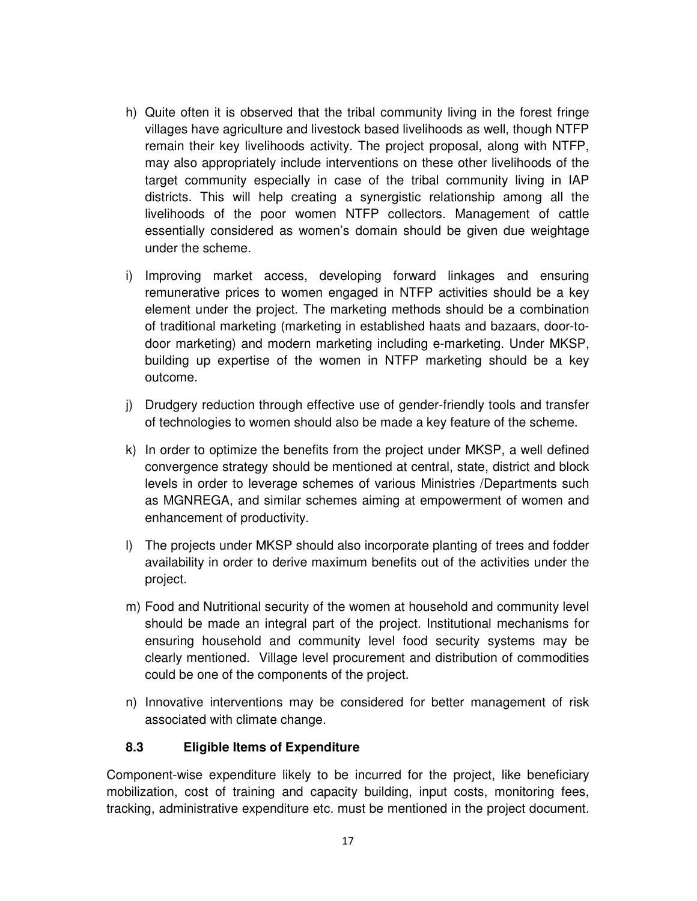h) Quite often it is observed that the tribal community living in the forest fringe villages have agriculture and livestock based livelihoods as well, though NTFP remain their key livelihoods activity. The project proposal, along with NTFP, may also appropriately include interventions on these other livelihoods of the target community especially in case of the tribal community living in IAP districts. This will help creating a synergistic relationship among all the livelihoods of the poor women NTFP collectors. Management of cattle essentially considered as women's domain should be given due weightage under the scheme.

i) Improving market access, developing forward linkages and ensuring remunerative prices to women engaged in NTFP activities should be a key element under the project. The marketing methods should be a combination of traditional marketing (marketing in established haats and bazaars, door-to-door marketing) and modern marketing including e-marketing. Under MKSP, building up expertise of the women in NTFP marketing should be a key outcome.

j) Drudgery reduction through effective use of gender-friendly tools and transfer of technologies to women should also be made a key feature of the scheme.

k) In order to optimize the benefits from the project under MKSP, a well defined convergence strategy should be mentioned at central, state, district and block levels in order to leverage schemes of various Ministries /Departments such as MGNREGA, and similar schemes aiming at empowerment of women and enhancement of productivity.

l) The projects under MKSP should also incorporate planting of trees and fodder availability in order to derive maximum benefits out of the activities under the project.

m) Food and Nutritional security of the women at household and community level should be made an integral part of the project. Institutional mechanisms for ensuring household and community level food security systems may be clearly mentioned. Village level procurement and distribution of commodities could be one of the components of the project.

n) Innovative interventions may be considered for better management of risk associated with climate change.

### 8.3 Eligible Items of Expenditure

Component-wise expenditure likely to be incurred for the project, like beneficiary mobilization, cost of training and capacity building, input costs, monitoring fees, tracking, administrative expenditure etc. must be mentioned in the project document.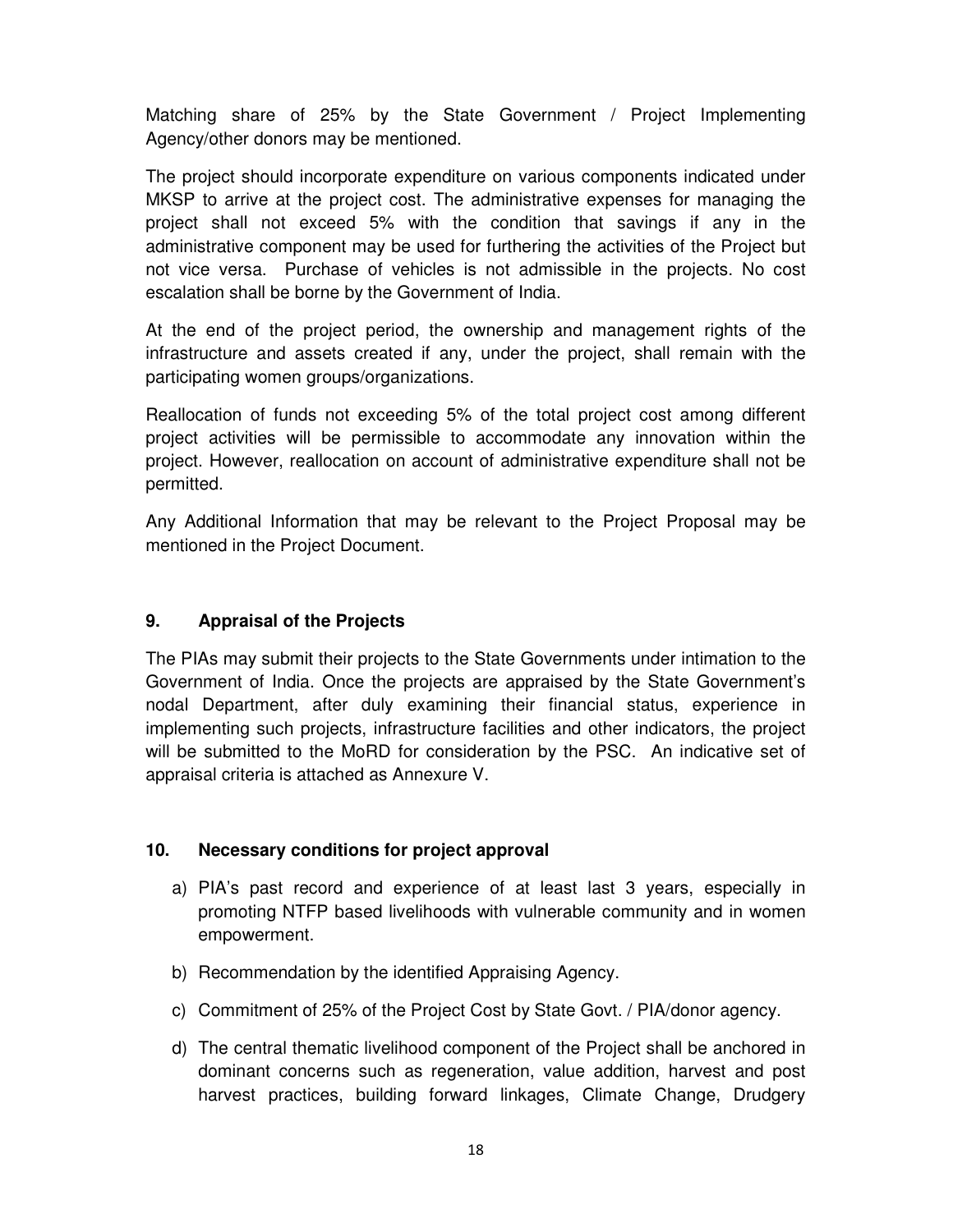Matching share of 25% by the State Government / Project Implementing Agency/other donors may be mentioned.

The project should incorporate expenditure on various components indicated under MKSP to arrive at the project cost. The administrative expenses for managing the project shall not exceed 5% with the condition that savings if any in the administrative component may be used for furthering the activities of the Project but not vice versa. Purchase of vehicles is not admissible in the projects. No cost escalation shall be borne by the Government of India.

At the end of the project period, the ownership and management rights of the infrastructure and assets created if any, under the project, shall remain with the participating women groups/organizations.

Reallocation of funds not exceeding 5% of the total project cost among different project activities will be permissible to accommodate any innovation within the project. However, reallocation on account of administrative expenditure shall not be permitted.

Any Additional Information that may be relevant to the Project Proposal may be mentioned in the Project Document.

## 9. Appraisal of the Projects

The PIAs may submit their projects to the State Governments under intimation to the Government of India. Once the projects are appraised by the State Government's nodal Department, after duly examining their financial status, experience in implementing such projects, infrastructure facilities and other indicators, the project will be submitted to the MoRD for consideration by the PSC. An indicative set of appraisal criteria is attached as Annexure V.

## 10. Necessary conditions for project approval

a) PIA's past record and experience of at least last 3 years, especially in promoting NTFP based livelihoods with vulnerable community and in women empowerment.

b) Recommendation by the identified Appraising Agency.

c) Commitment of 25% of the Project Cost by State Govt. / PIA/donor agency.

d) The central thematic livelihood component of the Project shall be anchored in dominant concerns such as regeneration, value addition, harvest and post harvest practices, building forward linkages, Climate Change, Drudgery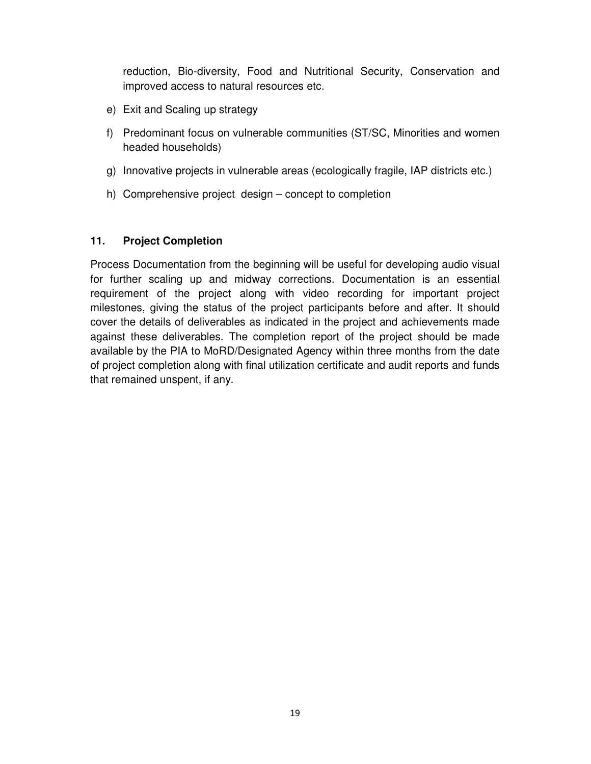reduction, Bio-diversity, Food and Nutritional Security, Conservation and improved access to natural resources etc.

e) Exit and Scaling up strategy

f) Predominant focus on vulnerable communities (ST/SC, Minorities and women headed households)

g) Innovative projects in vulnerable areas (ecologically fragile, IAP districts etc.)

h) Comprehensive project design – concept to completion

## 11. Project Completion

Process Documentation from the beginning will be useful for developing audio visual for further scaling up and midway corrections. Documentation is an essential requirement of the project along with video recording for important project milestones, giving the status of the project participants before and after. It should cover the details of deliverables as indicated in the project and achievements made against these deliverables. The completion report of the project should be made available by the PIA to MoRD/Designated Agency within three months from the date of project completion along with final utilization certificate and audit reports and funds that remained unspent, if any.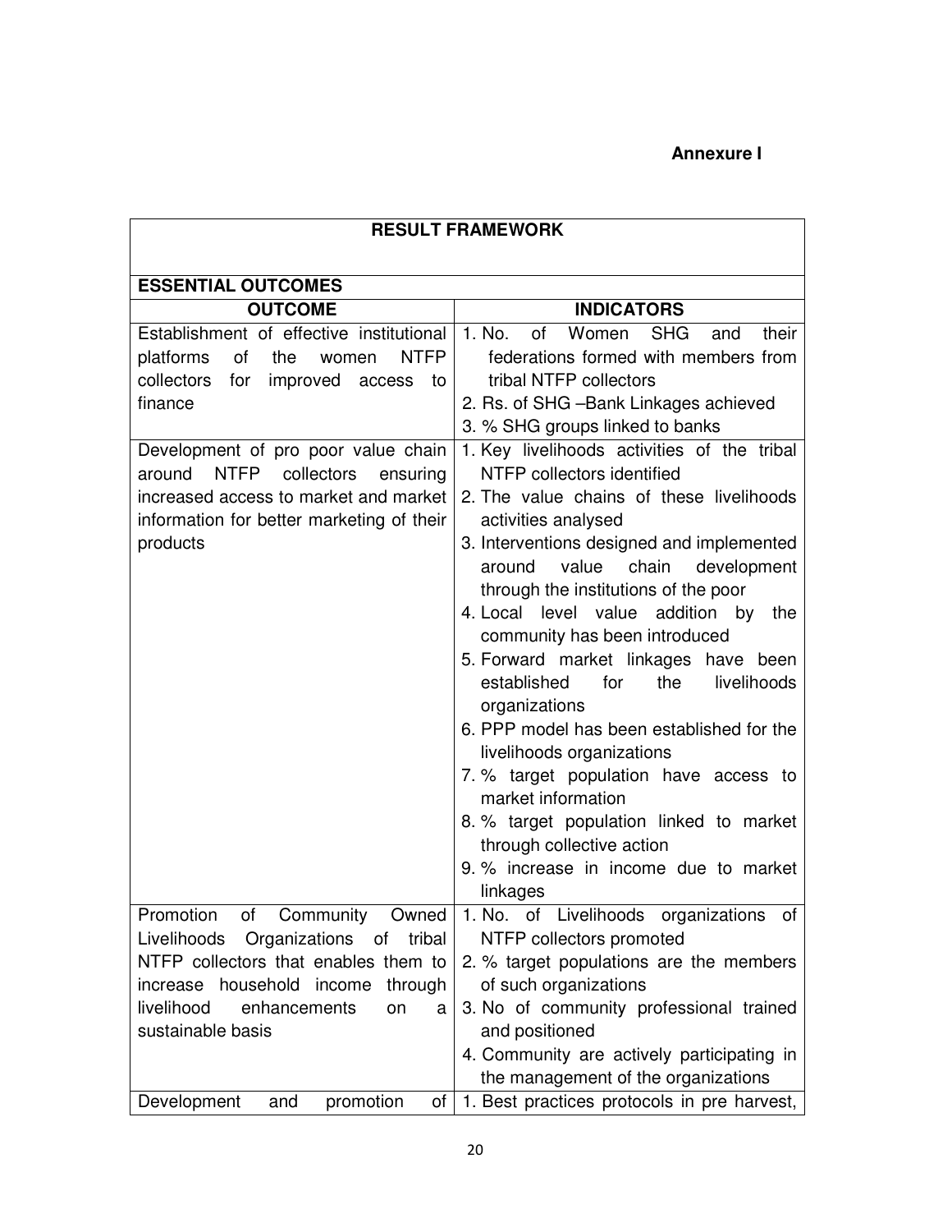**Annexure I**

| RESULT FRAMEWORK | |
|---|---|
| **ESSENTIAL OUTCOMES** | |
| **OUTCOME** | **INDICATORS** |
| Establishment of effective institutional platforms of the women NTFP collectors for improved access to finance | 1. No. of Women SHG and their federations formed with members from tribal NTFP collectors<br>2. Rs. of SHG –Bank Linkages achieved<br>3. % SHG groups linked to banks |
| Development of pro poor value chain around NTFP collectors ensuring increased access to market and market information for better marketing of their products | 1. Key livelihoods activities of the tribal NTFP collectors identified<br>2. The value chains of these livelihoods activities analysed<br>3. Interventions designed and implemented around value chain development through the institutions of the poor<br>4. Local level value addition by the community has been introduced<br>5. Forward market linkages have been established for the livelihoods organizations<br>6. PPP model has been established for the livelihoods organizations<br>7. % target population have access to market information<br>8. % target population linked to market through collective action<br>9. % increase in income due to market linkages |
| Promotion of Community Owned Livelihoods Organizations of tribal NTFP collectors that enables them to increase household income through livelihood enhancements on a sustainable basis | 1. No. of Livelihoods organizations of NTFP collectors promoted<br>2. % target populations are the members of such organizations<br>3. No of community professional trained and positioned<br>4. Community are actively participating in the management of the organizations |
| Development and promotion of | 1. Best practices protocols in pre harvest, |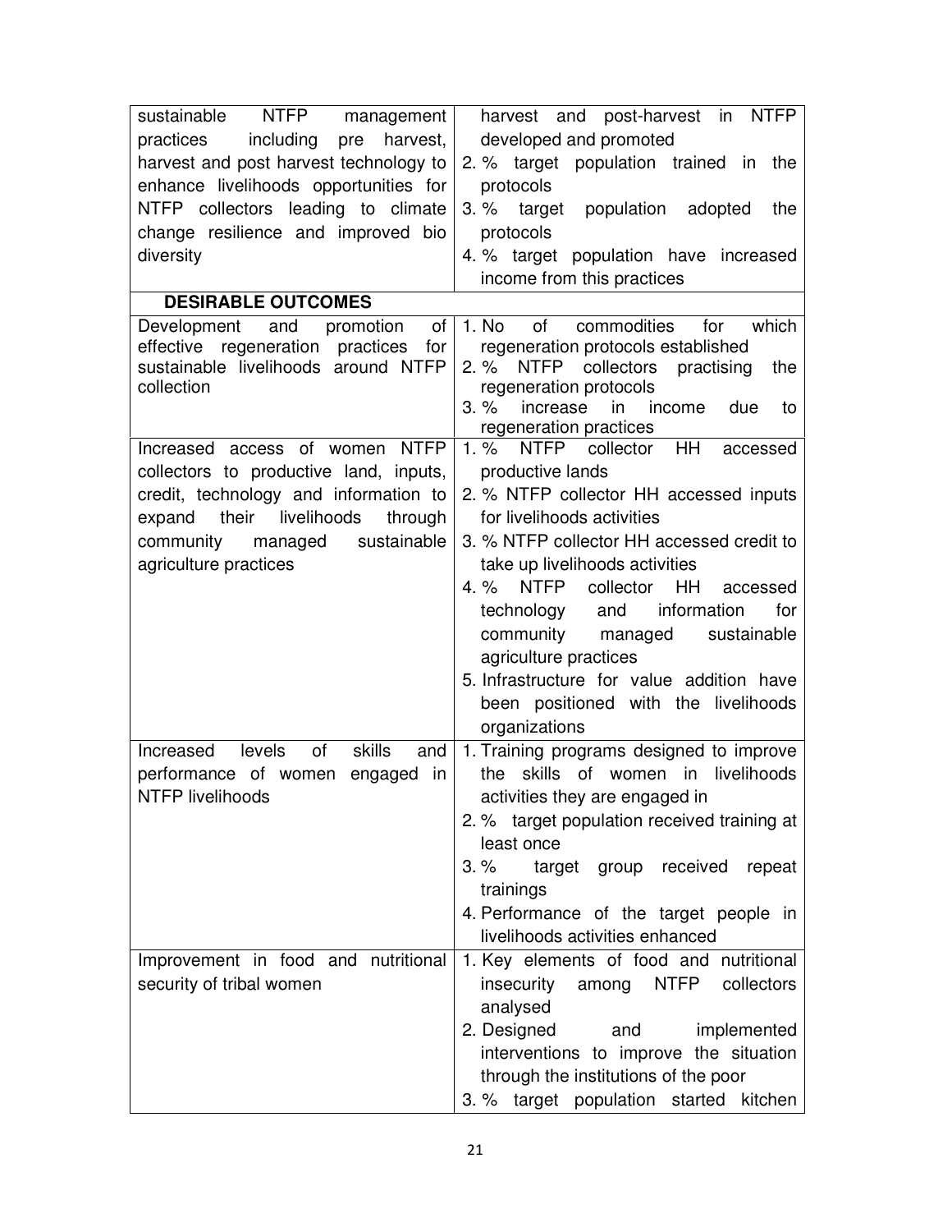| | |
|---|---|
| sustainable NTFP management practices including pre harvest, harvest and post harvest technology to enhance livelihoods opportunities for NTFP collectors leading to climate change resilience and improved bio diversity | harvest and post-harvest in NTFP developed and promoted<br>2. % target population trained in the protocols<br>3. % target population adopted the protocols<br>4. % target population have increased income from this practices |
| **DESIRABLE OUTCOMES** | |
| Development and promotion of effective regeneration practices for sustainable livelihoods around NTFP collection | 1. No of commodities for which regeneration protocols established<br>2. % NTFP collectors practising the regeneration protocols<br>3. % increase in income due to regeneration practices |
| Increased access of women NTFP collectors to productive land, inputs, credit, technology and information to expand their livelihoods through community managed sustainable agriculture practices | 1. % NTFP collector HH accessed productive lands<br>2. % NTFP collector HH accessed inputs for livelihoods activities<br>3. % NTFP collector HH accessed credit to take up livelihoods activities<br>4. % NTFP collector HH accessed technology and information for community managed sustainable agriculture practices<br>5. Infrastructure for value addition have been positioned with the livelihoods organizations |
| Increased levels of skills and performance of women engaged in NTFP livelihoods | 1. Training programs designed to improve the skills of women in livelihoods activities they are engaged in<br>2. % target population received training at least once<br>3. % target group received repeat trainings<br>4. Performance of the target people in livelihoods activities enhanced |
| Improvement in food and nutritional security of tribal women | 1. Key elements of food and nutritional insecurity among NTFP collectors analysed<br>2. Designed and implemented interventions to improve the situation through the institutions of the poor<br>3. % target population started kitchen |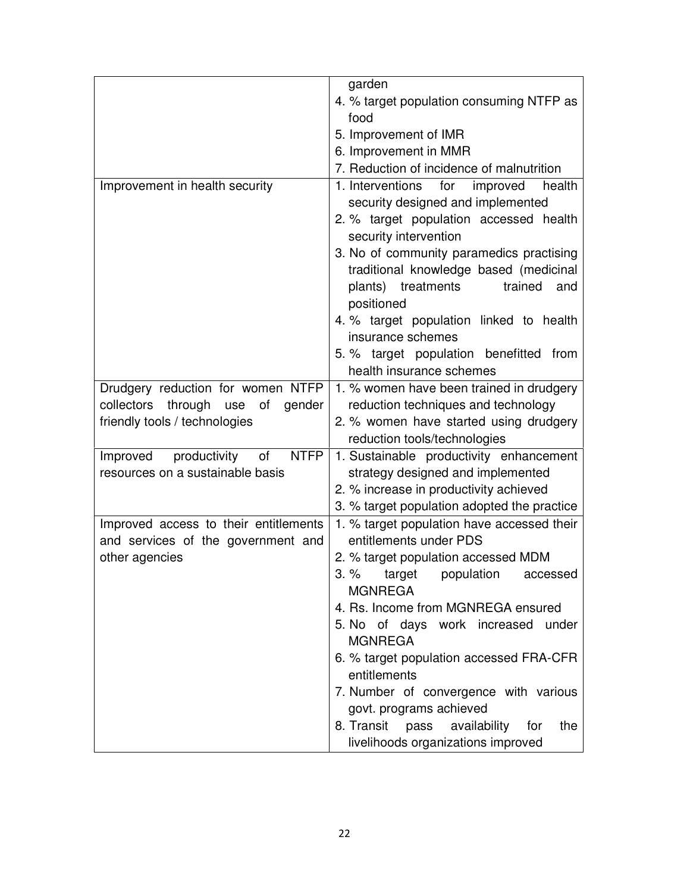| | |
|---|---|
| | garden<br>4. % target population consuming NTFP as food<br>5. Improvement of IMR<br>6. Improvement in MMR<br>7. Reduction of incidence of malnutrition |
| Improvement in health security | 1. Interventions for improved health security designed and implemented<br>2. % target population accessed health security intervention<br>3. No of community paramedics practising traditional knowledge based (medicinal plants) treatments trained and positioned<br>4. % target population linked to health insurance schemes<br>5. % target population benefitted from health insurance schemes |
| Drudgery reduction for women NTFP collectors through use of gender friendly tools / technologies | 1. % women have been trained in drudgery reduction techniques and technology<br>2. % women have started using drudgery reduction tools/technologies |
| Improved productivity of NTFP resources on a sustainable basis | 1. Sustainable productivity enhancement strategy designed and implemented<br>2. % increase in productivity achieved<br>3. % target population adopted the practice |
| Improved access to their entitlements and services of the government and other agencies | 1. % target population have accessed their entitlements under PDS<br>2. % target population accessed MDM<br>3. % target population accessed MGNREGA<br>4. Rs. Income from MGNREGA ensured<br>5. No of days work increased under MGNREGA<br>6. % target population accessed FRA-CFR entitlements<br>7. Number of convergence with various govt. programs achieved<br>8. Transit pass availability for the livelihoods organizations improved |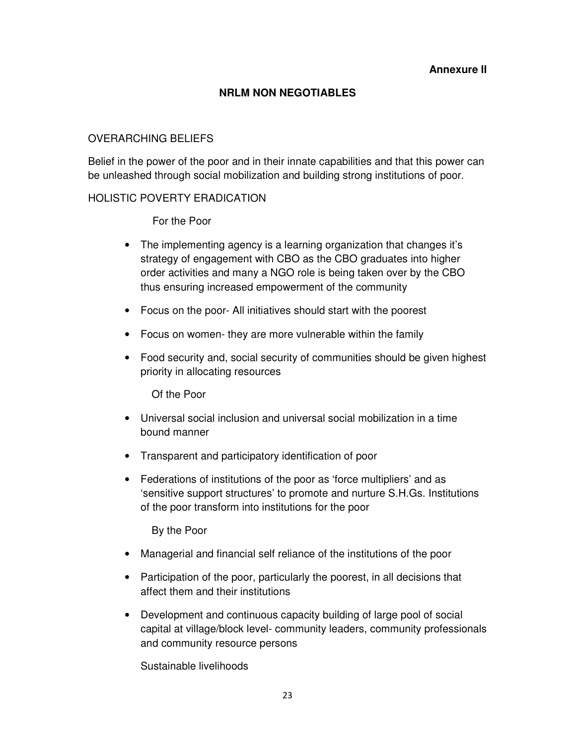**Annexure II**

## NRLM NON NEGOTIABLES

OVERARCHING BELIEFS

Belief in the power of the poor and in their innate capabilities and that this power can be unleashed through social mobilization and building strong institutions of poor.

HOLISTIC POVERTY ERADICATION

For the Poor

- The implementing agency is a learning organization that changes it's strategy of engagement with CBO as the CBO graduates into higher order activities and many a NGO role is being taken over by the CBO thus ensuring increased empowerment of the community
- Focus on the poor- All initiatives should start with the poorest
- Focus on women- they are more vulnerable within the family
- Food security and, social security of communities should be given highest priority in allocating resources

Of the Poor

- Universal social inclusion and universal social mobilization in a time bound manner
- Transparent and participatory identification of poor
- Federations of institutions of the poor as 'force multipliers' and as 'sensitive support structures' to promote and nurture S.H.Gs. Institutions of the poor transform into institutions for the poor

By the Poor

- Managerial and financial self reliance of the institutions of the poor
- Participation of the poor, particularly the poorest, in all decisions that affect them and their institutions
- Development and continuous capacity building of large pool of social capital at village/block level- community leaders, community professionals and community resource persons

Sustainable livelihoods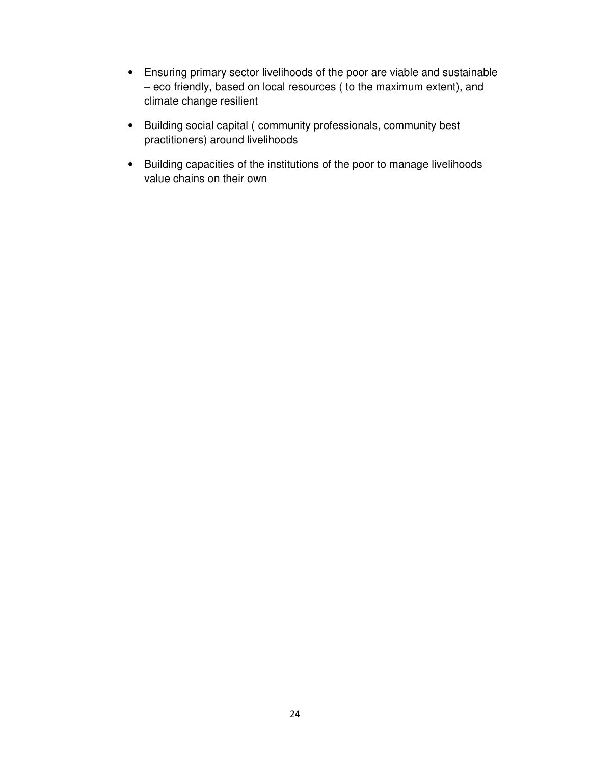- Ensuring primary sector livelihoods of the poor are viable and sustainable – eco friendly, based on local resources ( to the maximum extent), and climate change resilient

- Building social capital ( community professionals, community best practitioners) around livelihoods

- Building capacities of the institutions of the poor to manage livelihoods value chains on their own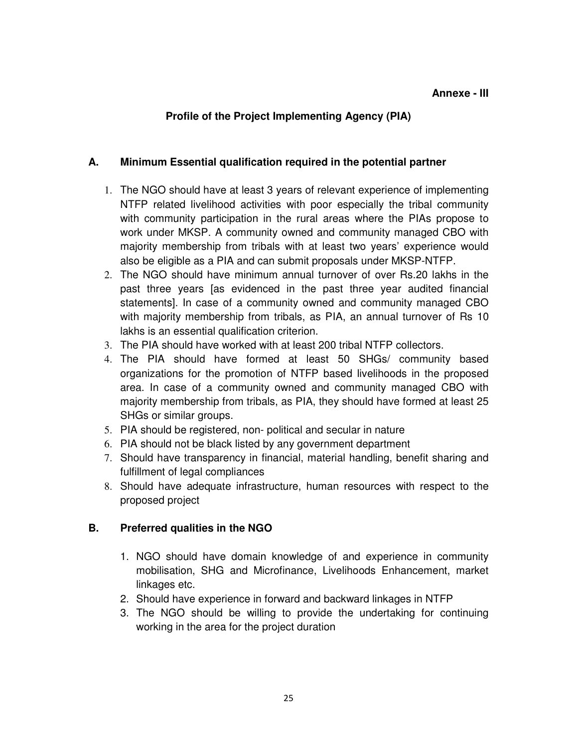**Annexe - III**

## Profile of the Project Implementing Agency (PIA)

### A. Minimum Essential qualification required in the potential partner

1. The NGO should have at least 3 years of relevant experience of implementing NTFP related livelihood activities with poor especially the tribal community with community participation in the rural areas where the PIAs propose to work under MKSP. A community owned and community managed CBO with majority membership from tribals with at least two years' experience would also be eligible as a PIA and can submit proposals under MKSP-NTFP.
2. The NGO should have minimum annual turnover of over Rs.20 lakhs in the past three years [as evidenced in the past three year audited financial statements]. In case of a community owned and community managed CBO with majority membership from tribals, as PIA, an annual turnover of Rs 10 lakhs is an essential qualification criterion.
3. The PIA should have worked with at least 200 tribal NTFP collectors.
4. The PIA should have formed at least 50 SHGs/ community based organizations for the promotion of NTFP based livelihoods in the proposed area. In case of a community owned and community managed CBO with majority membership from tribals, as PIA, they should have formed at least 25 SHGs or similar groups.
5. PIA should be registered, non- political and secular in nature
6. PIA should not be black listed by any government department
7. Should have transparency in financial, material handling, benefit sharing and fulfillment of legal compliances
8. Should have adequate infrastructure, human resources with respect to the proposed project

### B. Preferred qualities in the NGO

1. NGO should have domain knowledge of and experience in community mobilisation, SHG and Microfinance, Livelihoods Enhancement, market linkages etc.
2. Should have experience in forward and backward linkages in NTFP
3. The NGO should be willing to provide the undertaking for continuing working in the area for the project duration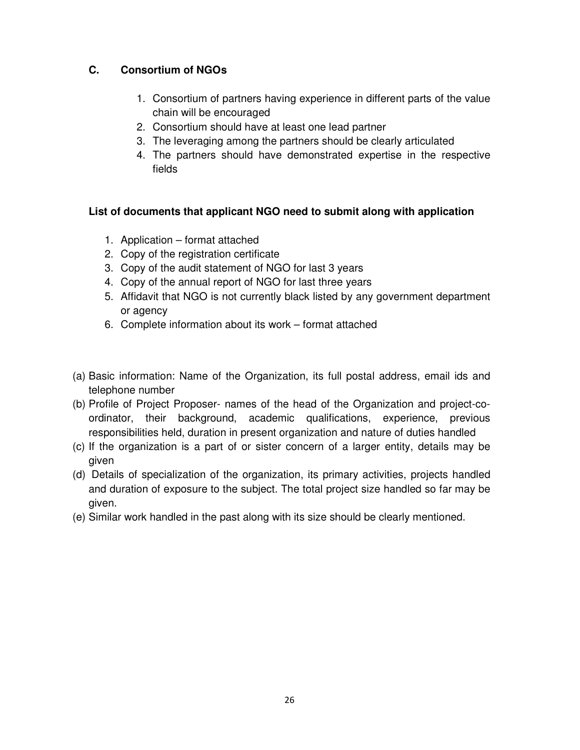### C. Consortium of NGOs

1. Consortium of partners having experience in different parts of the value chain will be encouraged
2. Consortium should have at least one lead partner
3. The leveraging among the partners should be clearly articulated
4. The partners should have demonstrated expertise in the respective fields

**List of documents that applicant NGO need to submit along with application**

1. Application – format attached
2. Copy of the registration certificate
3. Copy of the audit statement of NGO for last 3 years
4. Copy of the annual report of NGO for last three years
5. Affidavit that NGO is not currently black listed by any government department or agency
6. Complete information about its work – format attached

(a) Basic information: Name of the Organization, its full postal address, email ids and telephone number

(b) Profile of Project Proposer- names of the head of the Organization and project-co-ordinator, their background, academic qualifications, experience, previous responsibilities held, duration in present organization and nature of duties handled

(c) If the organization is a part of or sister concern of a larger entity, details may be given

(d) Details of specialization of the organization, its primary activities, projects handled and duration of exposure to the subject. The total project size handled so far may be given.

(e) Similar work handled in the past along with its size should be clearly mentioned.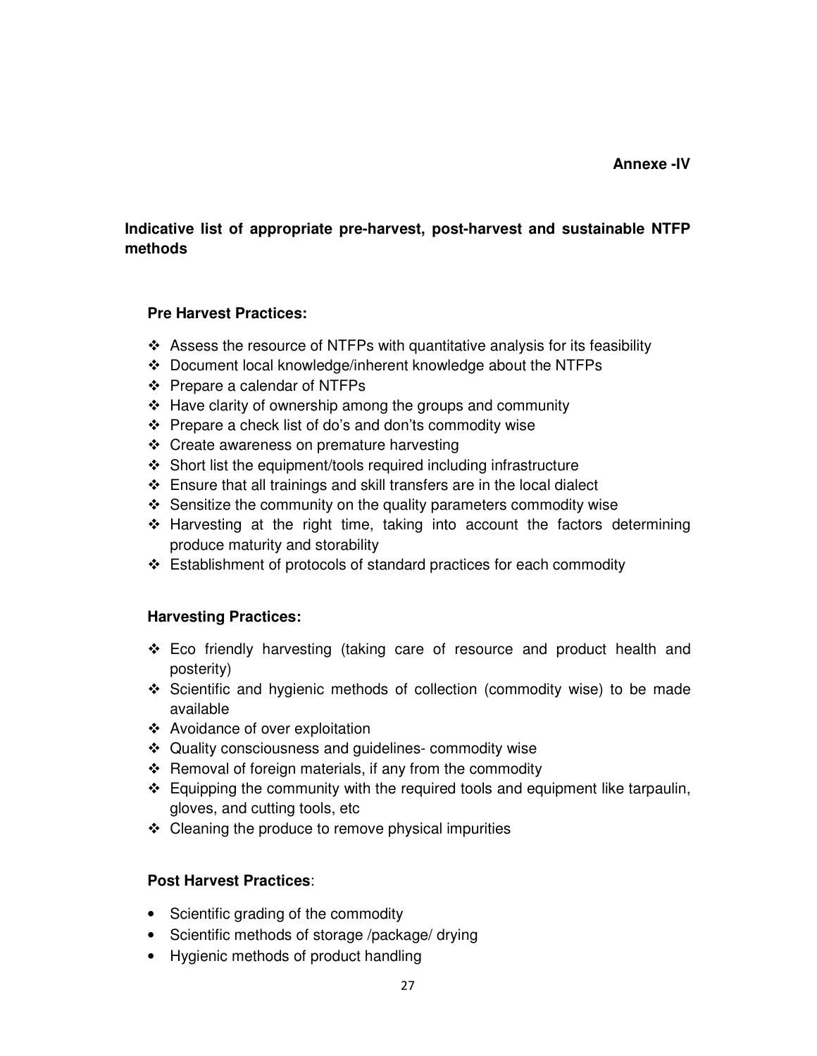**Annexe -IV**

## Indicative list of appropriate pre-harvest, post-harvest and sustainable NTFP methods

### Pre Harvest Practices:

- Assess the resource of NTFPs with quantitative analysis for its feasibility
- Document local knowledge/inherent knowledge about the NTFPs
- Prepare a calendar of NTFPs
- Have clarity of ownership among the groups and community
- Prepare a check list of do's and don'ts commodity wise
- Create awareness on premature harvesting
- Short list the equipment/tools required including infrastructure
- Ensure that all trainings and skill transfers are in the local dialect
- Sensitize the community on the quality parameters commodity wise
- Harvesting at the right time, taking into account the factors determining produce maturity and storability
- Establishment of protocols of standard practices for each commodity

### Harvesting Practices:

- Eco friendly harvesting (taking care of resource and product health and posterity)
- Scientific and hygienic methods of collection (commodity wise) to be made available
- Avoidance of over exploitation
- Quality consciousness and guidelines- commodity wise
- Removal of foreign materials, if any from the commodity
- Equipping the community with the required tools and equipment like tarpaulin, gloves, and cutting tools, etc
- Cleaning the produce to remove physical impurities

### Post Harvest Practices:

- Scientific grading of the commodity
- Scientific methods of storage /package/ drying
- Hygienic methods of product handling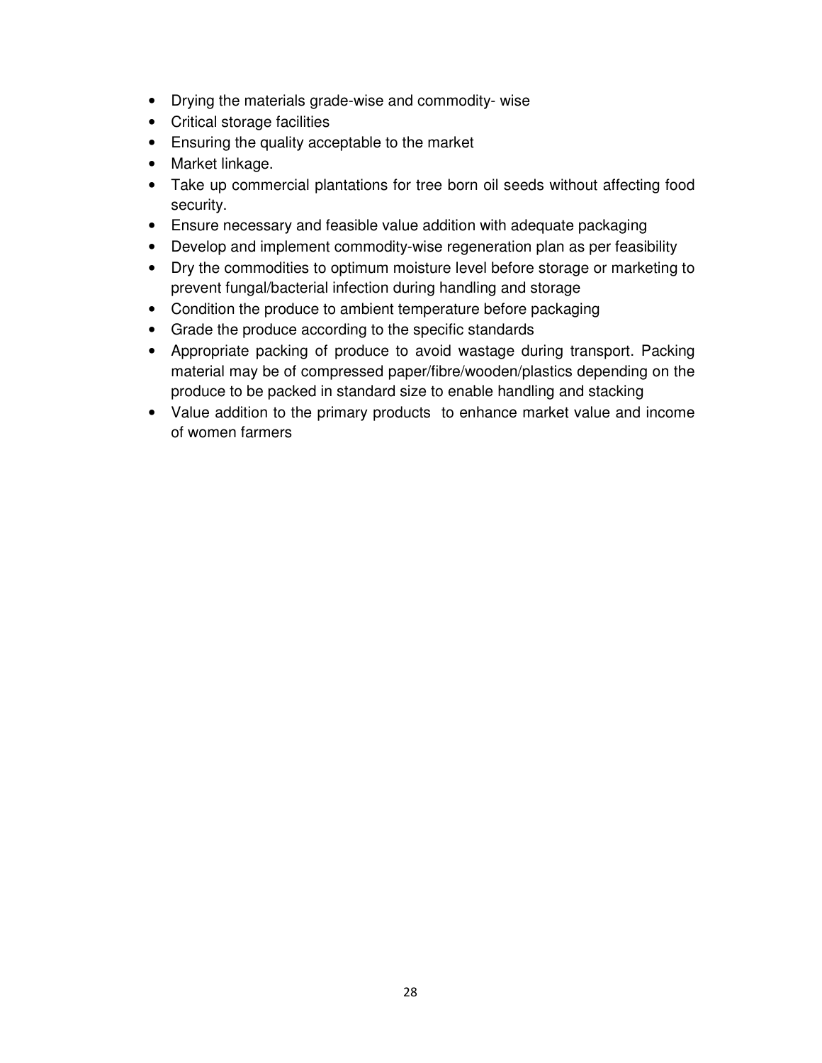- Drying the materials grade-wise and commodity- wise
- Critical storage facilities
- Ensuring the quality acceptable to the market
- Market linkage.
- Take up commercial plantations for tree born oil seeds without affecting food security.
- Ensure necessary and feasible value addition with adequate packaging
- Develop and implement commodity-wise regeneration plan as per feasibility
- Dry the commodities to optimum moisture level before storage or marketing to prevent fungal/bacterial infection during handling and storage
- Condition the produce to ambient temperature before packaging
- Grade the produce according to the specific standards
- Appropriate packing of produce to avoid wastage during transport. Packing material may be of compressed paper/fibre/wooden/plastics depending on the produce to be packed in standard size to enable handling and stacking
- Value addition to the primary products to enhance market value and income of women farmers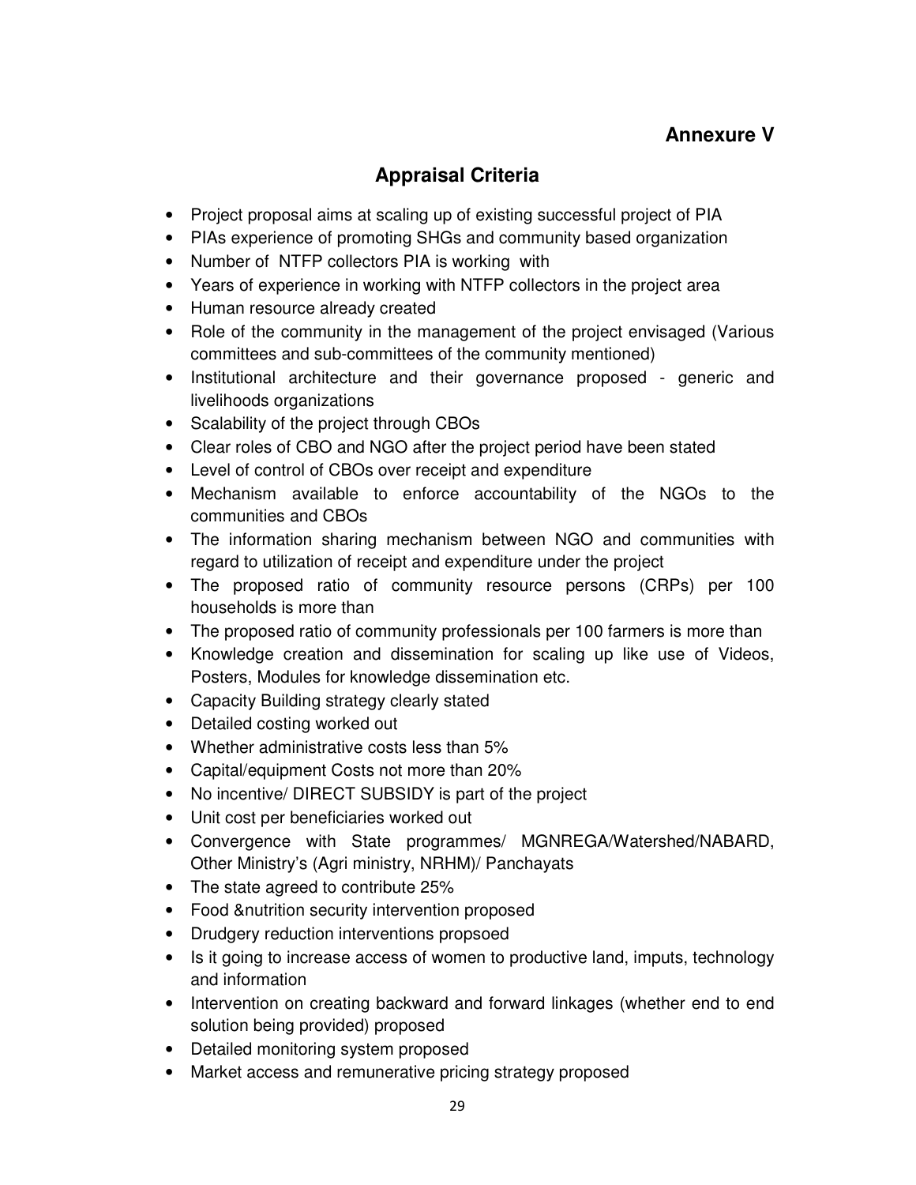**Annexure V**

## Appraisal Criteria

- Project proposal aims at scaling up of existing successful project of PIA
- PIAs experience of promoting SHGs and community based organization
- Number of NTFP collectors PIA is working with
- Years of experience in working with NTFP collectors in the project area
- Human resource already created
- Role of the community in the management of the project envisaged (Various committees and sub-committees of the community mentioned)
- Institutional architecture and their governance proposed - generic and livelihoods organizations
- Scalability of the project through CBOs
- Clear roles of CBO and NGO after the project period have been stated
- Level of control of CBOs over receipt and expenditure
- Mechanism available to enforce accountability of the NGOs to the communities and CBOs
- The information sharing mechanism between NGO and communities with regard to utilization of receipt and expenditure under the project
- The proposed ratio of community resource persons (CRPs) per 100 households is more than
- The proposed ratio of community professionals per 100 farmers is more than
- Knowledge creation and dissemination for scaling up like use of Videos, Posters, Modules for knowledge dissemination etc.
- Capacity Building strategy clearly stated
- Detailed costing worked out
- Whether administrative costs less than 5%
- Capital/equipment Costs not more than 20%
- No incentive/ DIRECT SUBSIDY is part of the project
- Unit cost per beneficiaries worked out
- Convergence with State programmes/ MGNREGA/Watershed/NABARD, Other Ministry's (Agri ministry, NRHM)/ Panchayats
- The state agreed to contribute 25%
- Food &nutrition security intervention proposed
- Drudgery reduction interventions propsoed
- Is it going to increase access of women to productive land, imputs, technology and information
- Intervention on creating backward and forward linkages (whether end to end solution being provided) proposed
- Detailed monitoring system proposed
- Market access and remunerative pricing strategy proposed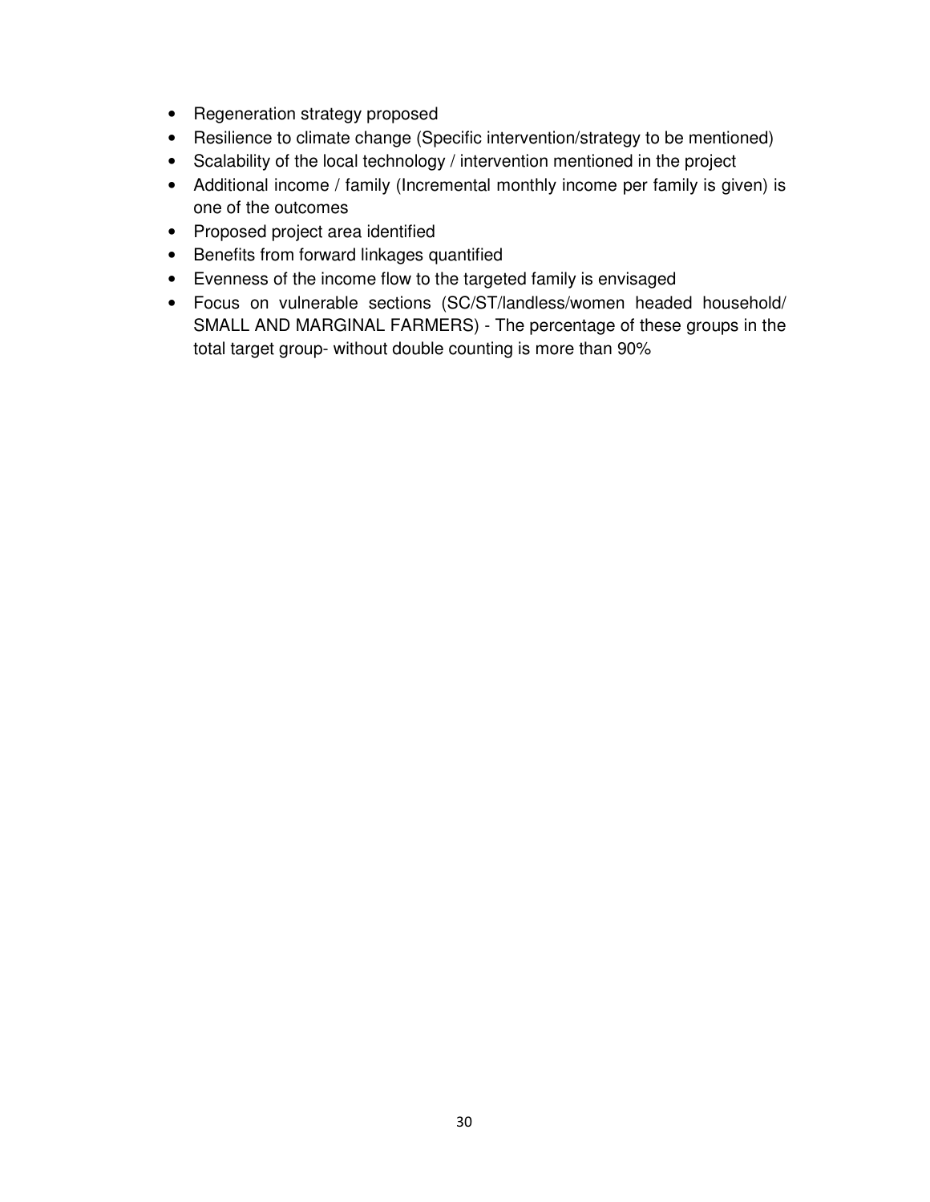- Regeneration strategy proposed
- Resilience to climate change (Specific intervention/strategy to be mentioned)
- Scalability of the local technology / intervention mentioned in the project
- Additional income / family (Incremental monthly income per family is given) is one of the outcomes
- Proposed project area identified
- Benefits from forward linkages quantified
- Evenness of the income flow to the targeted family is envisaged
- Focus on vulnerable sections (SC/ST/landless/women headed household/ SMALL AND MARGINAL FARMERS) - The percentage of these groups in the total target group- without double counting is more than 90%